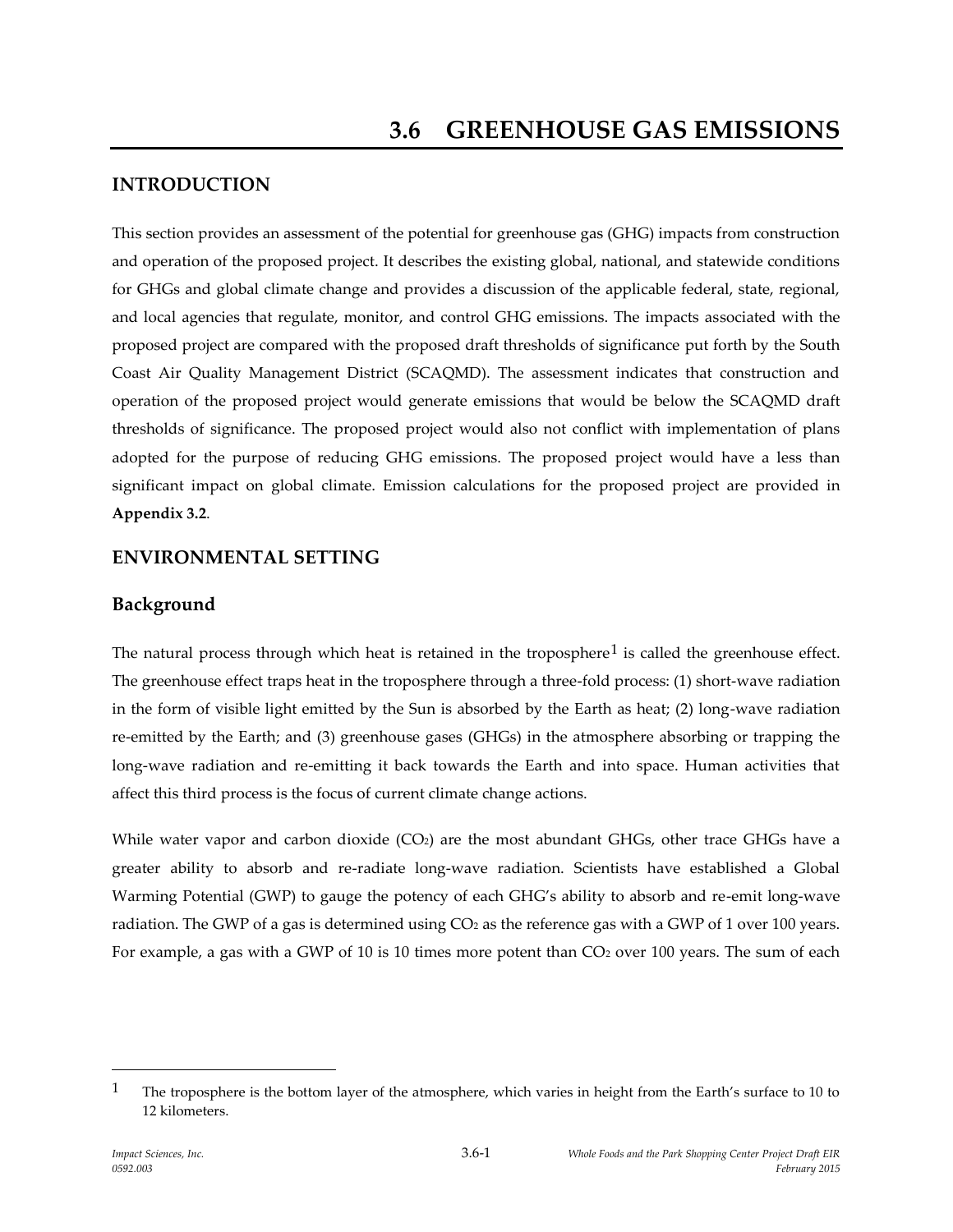# 3.6 GREENHOUSE GAS EMISSIONS

## INTRODUCTION

This section provides an assessment of the potential for greenhouse gas (GHG) impacts from construction and operation of the proposed project. It describes the existing global, national, and statewide conditions for GHGs and global climate change and provides a discussion of the applicable federal, state, regional, and local agencies that regulate, monitor, and control GHG emissions. The impacts associated with the proposed project are compared with the proposed draft thresholds of significance put forth by the South Coast Air Quality Management District (SCAQMD). The assessment indicates that construction and operation of the proposed project would generate emissions that would be below the SCAQMD draft thresholds of significance. The proposed project would also not conflict with implementation of plans adopted for the purpose of reducing GHG emissions. The proposed project would have a less than significant impact on global climate. Emission calculations for the proposed project are provided in **Appendix 3.2**.

## ENVIRONMENTAL SETTING

### Background

The natural process through which heat is retained in the troposphere[1] is called the greenhouse effect. The greenhouse effect traps heat in the troposphere through a three-fold process: (1) short-wave radiation in the form of visible light emitted by the Sun is absorbed by the Earth as heat; (2) long-wave radiation re-emitted by the Earth; and (3) greenhouse gases (GHGs) in the atmosphere absorbing or trapping the long-wave radiation and re-emitting it back towards the Earth and into space. Human activities that affect this third process is the focus of current climate change actions.

While water vapor and carbon dioxide ($CO_2$) are the most abundant GHGs, other trace GHGs have a greater ability to absorb and re-radiate long-wave radiation. Scientists have established a Global Warming Potential (GWP) to gauge the potency of each GHG's ability to absorb and re-emit long-wave radiation. The GWP of a gas is determined using $CO_2$ as the reference gas with a GWP of 1 over 100 years. For example, a gas with a GWP of 10 is 10 times more potent than $CO_2$ over 100 years. The sum of each

---

[1] The troposphere is the bottom layer of the atmosphere, which varies in height from the Earth's surface to 10 to 12 kilometers.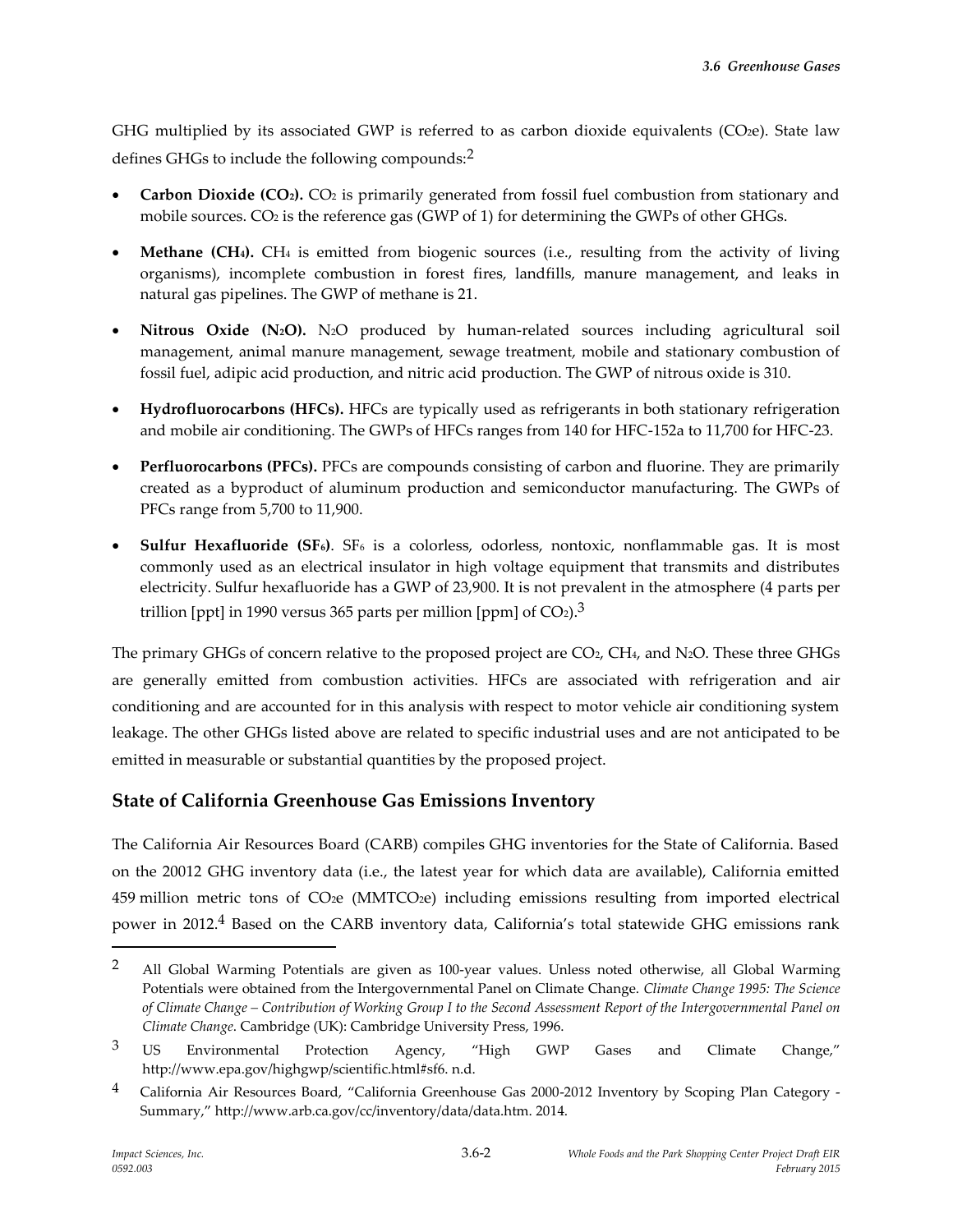GHG multiplied by its associated GWP is referred to as carbon dioxide equivalents ($CO_2e$). State law defines GHGs to include the following compounds:[2]

- **Carbon Dioxide ($CO_2$).** $CO_2$ is primarily generated from fossil fuel combustion from stationary and mobile sources. $CO_2$ is the reference gas (GWP of 1) for determining the GWPs of other GHGs.
- **Methane ($CH_4$).** $CH_4$ is emitted from biogenic sources (i.e., resulting from the activity of living organisms), incomplete combustion in forest fires, landfills, manure management, and leaks in natural gas pipelines. The GWP of methane is 21.
- **Nitrous Oxide ($N_2O$).** $N_2O$ produced by human-related sources including agricultural soil management, animal manure management, sewage treatment, mobile and stationary combustion of fossil fuel, adipic acid production, and nitric acid production. The GWP of nitrous oxide is 310.
- **Hydrofluorocarbons (HFCs).** HFCs are typically used as refrigerants in both stationary refrigeration and mobile air conditioning. The GWPs of HFCs ranges from 140 for HFC-152a to 11,700 for HFC-23.
- **Perfluorocarbons (PFCs).** PFCs are compounds consisting of carbon and fluorine. They are primarily created as a byproduct of aluminum production and semiconductor manufacturing. The GWPs of PFCs range from 5,700 to 11,900.
- **Sulfur Hexafluoride ($SF_6$)**. $SF_6$ is a colorless, odorless, nontoxic, nonflammable gas. It is most commonly used as an electrical insulator in high voltage equipment that transmits and distributes electricity. Sulfur hexafluoride has a GWP of 23,900. It is not prevalent in the atmosphere (4 parts per trillion [ppt] in 1990 versus 365 parts per million [ppm] of $CO_2$).[3]

The primary GHGs of concern relative to the proposed project are $CO_2$, $CH_4$, and $N_2O$. These three GHGs are generally emitted from combustion activities. HFCs are associated with refrigeration and air conditioning and are accounted for in this analysis with respect to motor vehicle air conditioning system leakage. The other GHGs listed above are related to specific industrial uses and are not anticipated to be emitted in measurable or substantial quantities by the proposed project.

## State of California Greenhouse Gas Emissions Inventory

The California Air Resources Board (CARB) compiles GHG inventories for the State of California. Based on the 20012 GHG inventory data (i.e., the latest year for which data are available), California emitted 459 million metric tons of $CO_2e$ ($MMTCO_2e$) including emissions resulting from imported electrical power in 2012.[4] Based on the CARB inventory data, California's total statewide GHG emissions rank

---

[2] All Global Warming Potentials are given as 100-year values. Unless noted otherwise, all Global Warming Potentials were obtained from the Intergovernmental Panel on Climate Change. *Climate Change 1995: The Science of Climate Change – Contribution of Working Group I to the Second Assessment Report of the Intergovernmental Panel on Climate Change*. Cambridge (UK): Cambridge University Press, 1996.

[3] US Environmental Protection Agency, "High GWP Gases and Climate Change," http://www.epa.gov/highgwp/scientific.html#sf6. n.d.

[4] California Air Resources Board, "California Greenhouse Gas 2000-2012 Inventory by Scoping Plan Category - Summary," http://www.arb.ca.gov/cc/inventory/data/data.htm. 2014.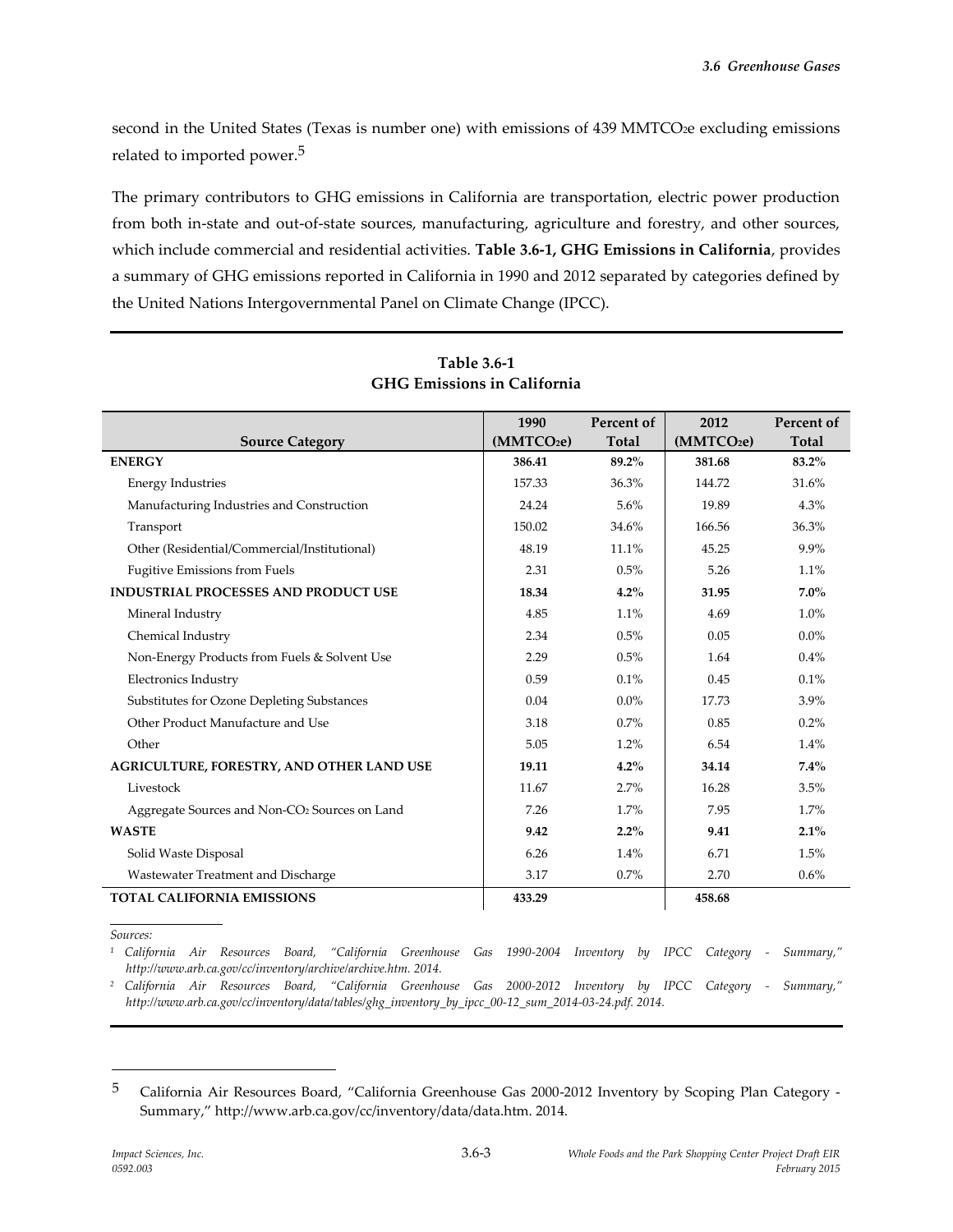second in the United States (Texas is number one) with emissions of 439 $MMTCO_2e$ excluding emissions related to imported power.[5]

The primary contributors to GHG emissions in California are transportation, electric power production from both in-state and out-of-state sources, manufacturing, agriculture and forestry, and other sources, which include commercial and residential activities. **Table 3.6-1, GHG Emissions in California**, provides a summary of GHG emissions reported in California in 1990 and 2012 separated by categories defined by the United Nations Intergovernmental Panel on Climate Change (IPCC).

**Table 3.6-1**
**GHG Emissions in California**

| Source Category | 1990 ($MMTCO_2e$) | Percent of Total | 2012 ($MMTCO_2e$) | Percent of Total |
|---|---|---|---|---|
| **ENERGY** | **386.41** | **89.2%** | **381.68** | **83.2%** |
| Energy Industries | 157.33 | 36.3% | 144.72 | 31.6% |
| Manufacturing Industries and Construction | 24.24 | 5.6% | 19.89 | 4.3% |
| Transport | 150.02 | 34.6% | 166.56 | 36.3% |
| Other (Residential/Commercial/Institutional) | 48.19 | 11.1% | 45.25 | 9.9% |
| Fugitive Emissions from Fuels | 2.31 | 0.5% | 5.26 | 1.1% |
| **INDUSTRIAL PROCESSES AND PRODUCT USE** | **18.34** | **4.2%** | **31.95** | **7.0%** |
| Mineral Industry | 4.85 | 1.1% | 4.69 | 1.0% |
| Chemical Industry | 2.34 | 0.5% | 0.05 | 0.0% |
| Non-Energy Products from Fuels & Solvent Use | 2.29 | 0.5% | 1.64 | 0.4% |
| Electronics Industry | 0.59 | 0.1% | 0.45 | 0.1% |
| Substitutes for Ozone Depleting Substances | 0.04 | 0.0% | 17.73 | 3.9% |
| Other Product Manufacture and Use | 3.18 | 0.7% | 0.85 | 0.2% |
| Other | 5.05 | 1.2% | 6.54 | 1.4% |
| **AGRICULTURE, FORESTRY, AND OTHER LAND USE** | **19.11** | **4.2%** | **34.14** | **7.4%** |
| Livestock | 11.67 | 2.7% | 16.28 | 3.5% |
| Aggregate Sources and Non-$CO_2$ Sources on Land | 7.26 | 1.7% | 7.95 | 1.7% |
| **WASTE** | **9.42** | **2.2%** | **9.41** | **2.1%** |
| Solid Waste Disposal | 6.26 | 1.4% | 6.71 | 1.5% |
| Wastewater Treatment and Discharge | 3.17 | 0.7% | 2.70 | 0.6% |
| **TOTAL CALIFORNIA EMISSIONS** | **433.29** | | **458.68** | |

*Sources:*

*[1] California Air Resources Board, "California Greenhouse Gas 1990-2004 Inventory by IPCC Category - Summary," http://www.arb.ca.gov/cc/inventory/archive/archive.htm. 2014.*

*[2] California Air Resources Board, "California Greenhouse Gas 2000-2012 Inventory by IPCC Category - Summary," http://www.arb.ca.gov/cc/inventory/data/tables/ghg_inventory_by_ipcc_00-12_sum_2014-03-24.pdf. 2014.*

[5] California Air Resources Board, "California Greenhouse Gas 2000-2012 Inventory by Scoping Plan Category - Summary," http://www.arb.ca.gov/cc/inventory/data/data.htm. 2014.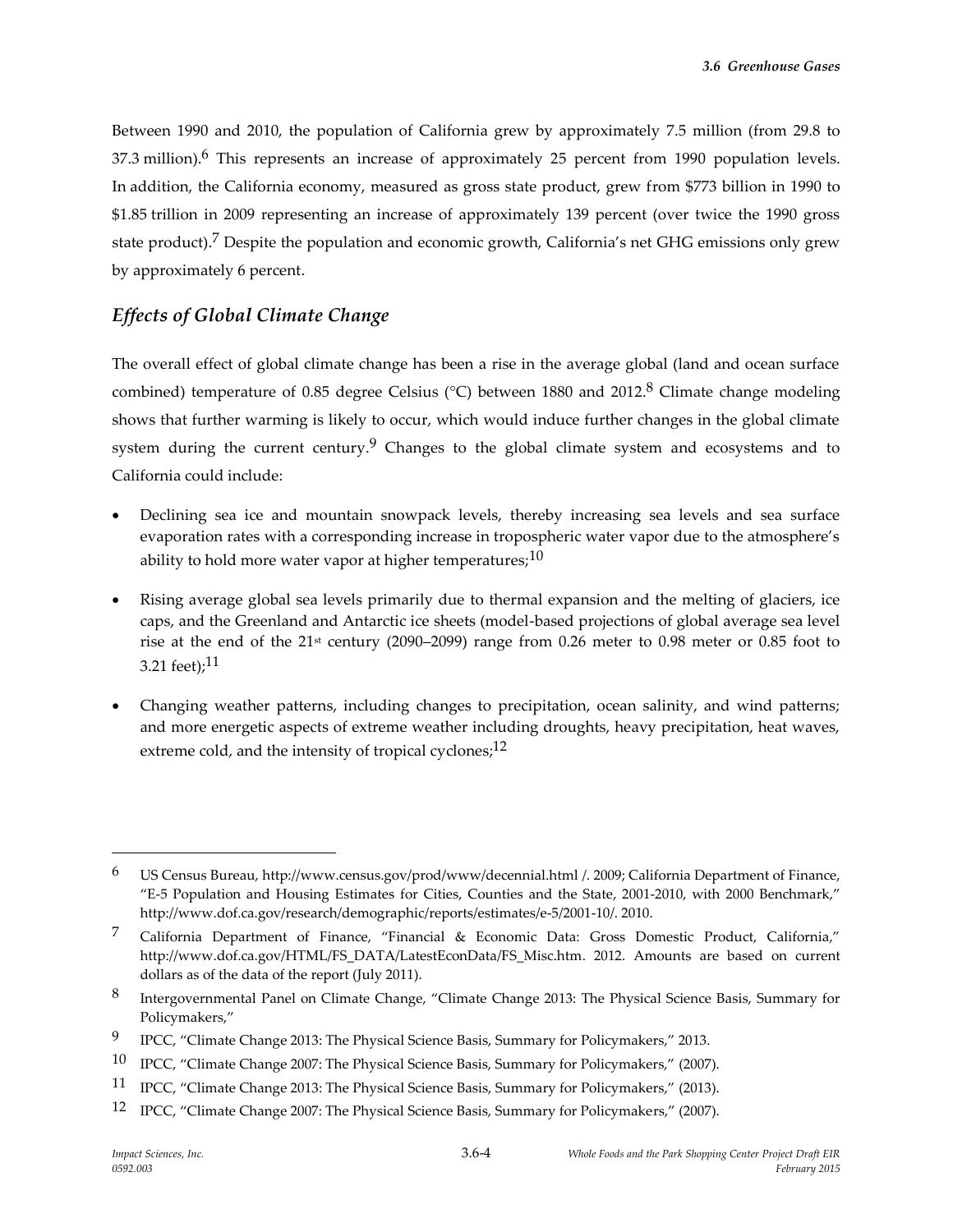Between 1990 and 2010, the population of California grew by approximately 7.5 million (from 29.8 to 37.3 million).[6] This represents an increase of approximately 25 percent from 1990 population levels. In addition, the California economy, measured as gross state product, grew from $773 billion in 1990 to $1.85 trillion in 2009 representing an increase of approximately 139 percent (over twice the 1990 gross state product).[7] Despite the population and economic growth, California's net GHG emissions only grew by approximately 6 percent.

## *Effects of Global Climate Change*

The overall effect of global climate change has been a rise in the average global (land and ocean surface combined) temperature of 0.85 degree Celsius (°C) between 1880 and 2012.[8] Climate change modeling shows that further warming is likely to occur, which would induce further changes in the global climate system during the current century.[9] Changes to the global climate system and ecosystems and to California could include:

- Declining sea ice and mountain snowpack levels, thereby increasing sea levels and sea surface evaporation rates with a corresponding increase in tropospheric water vapor due to the atmosphere's ability to hold more water vapor at higher temperatures;[10]
- Rising average global sea levels primarily due to thermal expansion and the melting of glaciers, ice caps, and the Greenland and Antarctic ice sheets (model-based projections of global average sea level rise at the end of the 21st century (2090–2099) range from 0.26 meter to 0.98 meter or 0.85 foot to 3.21 feet);[11]
- Changing weather patterns, including changes to precipitation, ocean salinity, and wind patterns; and more energetic aspects of extreme weather including droughts, heavy precipitation, heat waves, extreme cold, and the intensity of tropical cyclones;[12]

---

[6] US Census Bureau, http://www.census.gov/prod/www/decennial.html /. 2009; California Department of Finance, "E-5 Population and Housing Estimates for Cities, Counties and the State, 2001-2010, with 2000 Benchmark," http://www.dof.ca.gov/research/demographic/reports/estimates/e-5/2001-10/. 2010.

[7] California Department of Finance, "Financial & Economic Data: Gross Domestic Product, California," http://www.dof.ca.gov/HTML/FS_DATA/LatestEconData/FS_Misc.htm. 2012. Amounts are based on current dollars as of the data of the report (July 2011).

[8] Intergovernmental Panel on Climate Change, "Climate Change 2013: The Physical Science Basis, Summary for Policymakers,"

[9] IPCC, "Climate Change 2013: The Physical Science Basis, Summary for Policymakers," 2013.

[10] IPCC, "Climate Change 2007: The Physical Science Basis, Summary for Policymakers," (2007).

[11] IPCC, "Climate Change 2013: The Physical Science Basis, Summary for Policymakers," (2013).

[12] IPCC, "Climate Change 2007: The Physical Science Basis, Summary for Policymakers," (2007).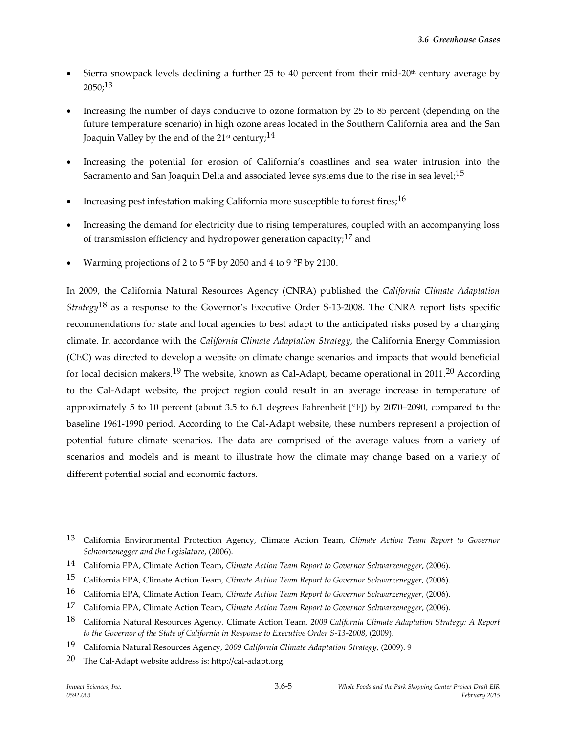- Sierra snowpack levels declining a further 25 to 40 percent from their mid-20th century average by 2050;[13]
- Increasing the number of days conducive to ozone formation by 25 to 85 percent (depending on the future temperature scenario) in high ozone areas located in the Southern California area and the San Joaquin Valley by the end of the 21st century;[14]
- Increasing the potential for erosion of California's coastlines and sea water intrusion into the Sacramento and San Joaquin Delta and associated levee systems due to the rise in sea level;[15]
- Increasing pest infestation making California more susceptible to forest fires;[16]
- Increasing the demand for electricity due to rising temperatures, coupled with an accompanying loss of transmission efficiency and hydropower generation capacity;[17] and
- Warming projections of 2 to 5 °F by 2050 and 4 to 9 °F by 2100.

In 2009, the California Natural Resources Agency (CNRA) published the *California Climate Adaptation Strategy*[18] as a response to the Governor's Executive Order S-13-2008. The CNRA report lists specific recommendations for state and local agencies to best adapt to the anticipated risks posed by a changing climate. In accordance with the *California Climate Adaptation Strategy*, the California Energy Commission (CEC) was directed to develop a website on climate change scenarios and impacts that would beneficial for local decision makers.[19] The website, known as Cal-Adapt, became operational in 2011.[20] According to the Cal-Adapt website, the project region could result in an average increase in temperature of approximately 5 to 10 percent (about 3.5 to 6.1 degrees Fahrenheit [°F]) by 2070–2090, compared to the baseline 1961-1990 period. According to the Cal-Adapt website, these numbers represent a projection of potential future climate scenarios. The data are comprised of the average values from a variety of scenarios and models and is meant to illustrate how the climate may change based on a variety of different potential social and economic factors.

---

[13] California Environmental Protection Agency, Climate Action Team, *Climate Action Team Report to Governor Schwarzenegger and the Legislature*, (2006).

[14] California EPA, Climate Action Team, *Climate Action Team Report to Governor Schwarzenegger*, (2006).

[15] California EPA, Climate Action Team, *Climate Action Team Report to Governor Schwarzenegger*, (2006).

[16] California EPA, Climate Action Team, *Climate Action Team Report to Governor Schwarzenegger*, (2006).

[17] California EPA, Climate Action Team, *Climate Action Team Report to Governor Schwarzenegger*, (2006).

[18] California Natural Resources Agency, Climate Action Team, *2009 California Climate Adaptation Strategy: A Report to the Governor of the State of California in Response to Executive Order S-13-2008*, (2009).

[19] California Natural Resources Agency, *2009 California Climate Adaptation Strategy*, (2009). 9

[20] The Cal-Adapt website address is: http://cal-adapt.org.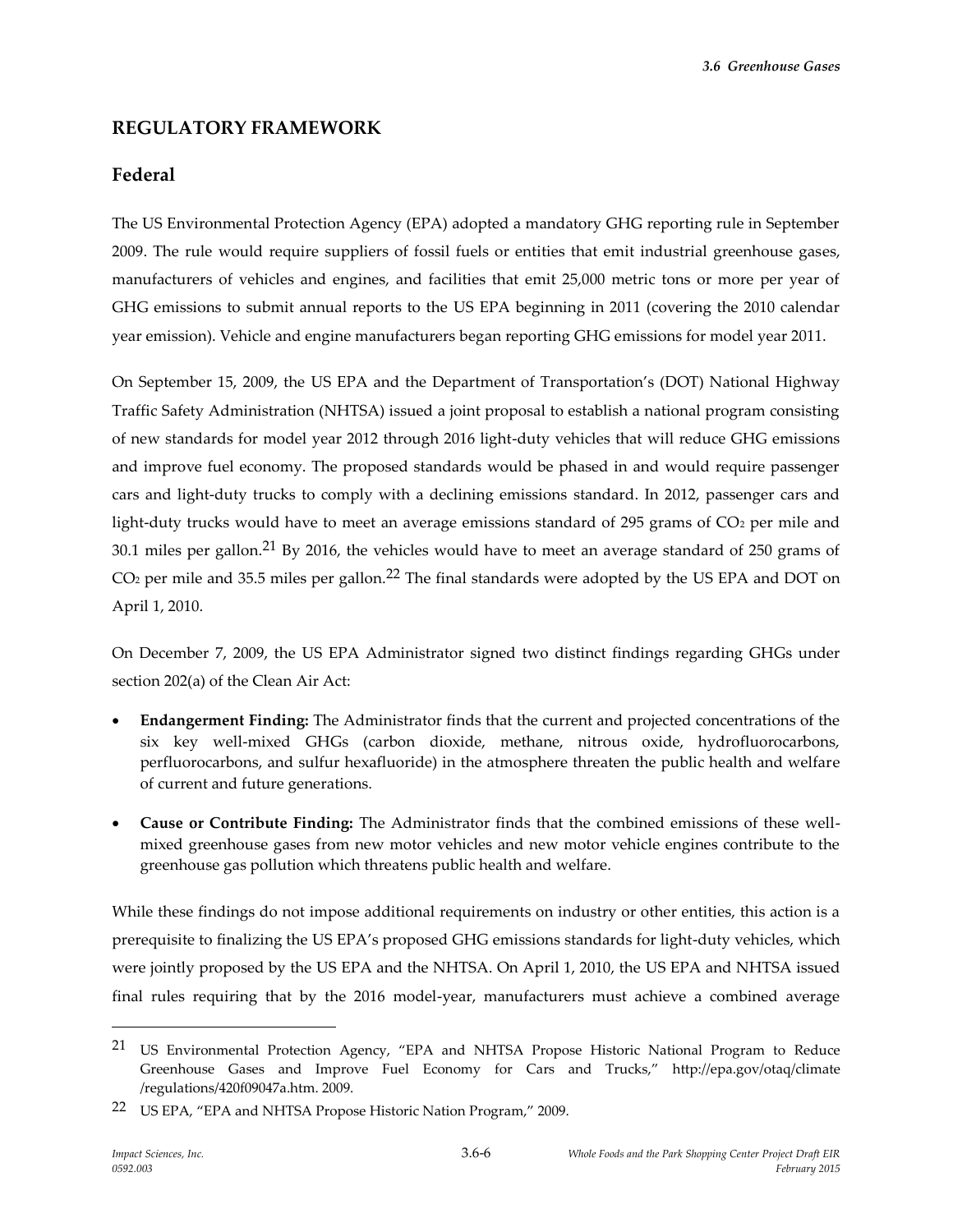## REGULATORY FRAMEWORK

### Federal

The US Environmental Protection Agency (EPA) adopted a mandatory GHG reporting rule in September 2009. The rule would require suppliers of fossil fuels or entities that emit industrial greenhouse gases, manufacturers of vehicles and engines, and facilities that emit 25,000 metric tons or more per year of GHG emissions to submit annual reports to the US EPA beginning in 2011 (covering the 2010 calendar year emission). Vehicle and engine manufacturers began reporting GHG emissions for model year 2011.

On September 15, 2009, the US EPA and the Department of Transportation's (DOT) National Highway Traffic Safety Administration (NHTSA) issued a joint proposal to establish a national program consisting of new standards for model year 2012 through 2016 light-duty vehicles that will reduce GHG emissions and improve fuel economy. The proposed standards would be phased in and would require passenger cars and light-duty trucks to comply with a declining emissions standard. In 2012, passenger cars and light-duty trucks would have to meet an average emissions standard of 295 grams of $CO_2$ per mile and 30.1 miles per gallon.[21] By 2016, the vehicles would have to meet an average standard of 250 grams of $CO_2$ per mile and 35.5 miles per gallon.[22] The final standards were adopted by the US EPA and DOT on April 1, 2010.

On December 7, 2009, the US EPA Administrator signed two distinct findings regarding GHGs under section 202(a) of the Clean Air Act:

- **Endangerment Finding:** The Administrator finds that the current and projected concentrations of the six key well-mixed GHGs (carbon dioxide, methane, nitrous oxide, hydrofluorocarbons, perfluorocarbons, and sulfur hexafluoride) in the atmosphere threaten the public health and welfare of current and future generations.
- **Cause or Contribute Finding:** The Administrator finds that the combined emissions of these well-mixed greenhouse gases from new motor vehicles and new motor vehicle engines contribute to the greenhouse gas pollution which threatens public health and welfare.

While these findings do not impose additional requirements on industry or other entities, this action is a prerequisite to finalizing the US EPA's proposed GHG emissions standards for light-duty vehicles, which were jointly proposed by the US EPA and the NHTSA. On April 1, 2010, the US EPA and NHTSA issued final rules requiring that by the 2016 model-year, manufacturers must achieve a combined average

---

[21] US Environmental Protection Agency, "EPA and NHTSA Propose Historic National Program to Reduce Greenhouse Gases and Improve Fuel Economy for Cars and Trucks," http://epa.gov/otaq/climate /regulations/420f09047a.htm. 2009.

[22] US EPA, "EPA and NHTSA Propose Historic Nation Program," 2009.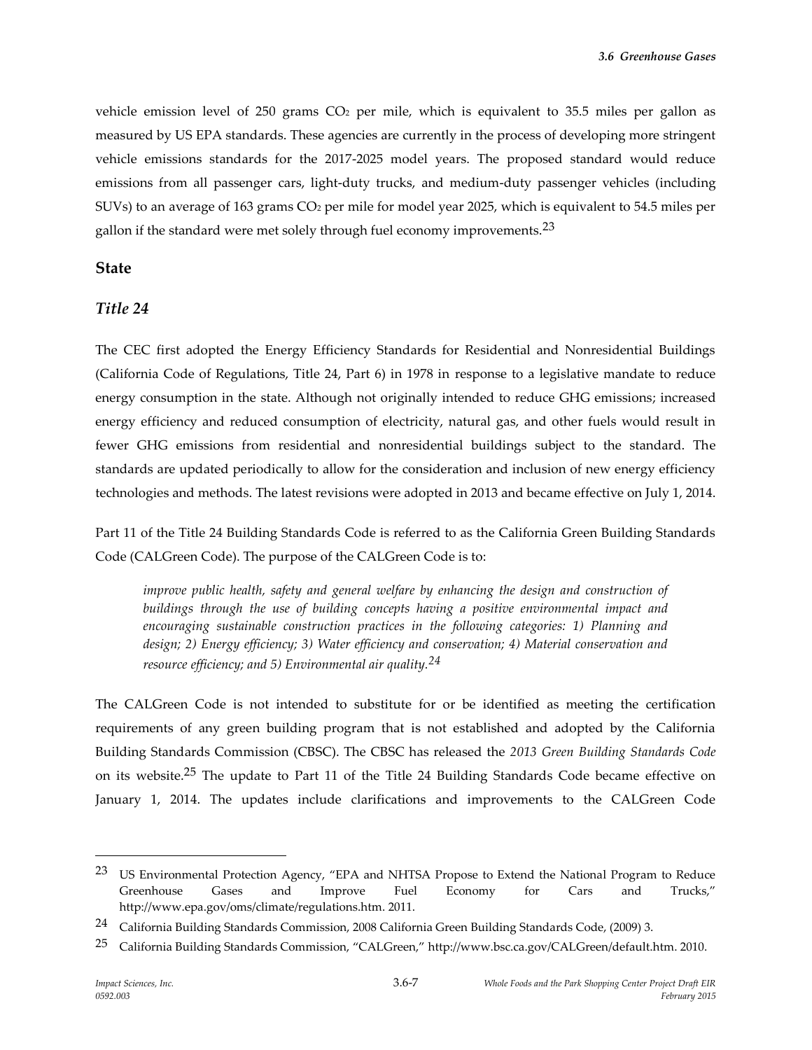vehicle emission level of 250 grams $CO_2$ per mile, which is equivalent to 35.5 miles per gallon as measured by US EPA standards. These agencies are currently in the process of developing more stringent vehicle emissions standards for the 2017-2025 model years. The proposed standard would reduce emissions from all passenger cars, light-duty trucks, and medium-duty passenger vehicles (including SUVs) to an average of 163 grams $CO_2$ per mile for model year 2025, which is equivalent to 54.5 miles per gallon if the standard were met solely through fuel economy improvements.[23]

## State

### *Title 24*

The CEC first adopted the Energy Efficiency Standards for Residential and Nonresidential Buildings (California Code of Regulations, Title 24, Part 6) in 1978 in response to a legislative mandate to reduce energy consumption in the state. Although not originally intended to reduce GHG emissions; increased energy efficiency and reduced consumption of electricity, natural gas, and other fuels would result in fewer GHG emissions from residential and nonresidential buildings subject to the standard. The standards are updated periodically to allow for the consideration and inclusion of new energy efficiency technologies and methods. The latest revisions were adopted in 2013 and became effective on July 1, 2014.

Part 11 of the Title 24 Building Standards Code is referred to as the California Green Building Standards Code (CALGreen Code). The purpose of the CALGreen Code is to:

> *improve public health, safety and general welfare by enhancing the design and construction of buildings through the use of building concepts having a positive environmental impact and encouraging sustainable construction practices in the following categories: 1) Planning and design; 2) Energy efficiency; 3) Water efficiency and conservation; 4) Material conservation and resource efficiency; and 5) Environmental air quality.*[24]

The CALGreen Code is not intended to substitute for or be identified as meeting the certification requirements of any green building program that is not established and adopted by the California Building Standards Commission (CBSC). The CBSC has released the *2013 Green Building Standards Code* on its website.[25] The update to Part 11 of the Title 24 Building Standards Code became effective on January 1, 2014. The updates include clarifications and improvements to the CALGreen Code

---

[23] US Environmental Protection Agency, "EPA and NHTSA Propose to Extend the National Program to Reduce Greenhouse Gases and Improve Fuel Economy for Cars and Trucks," http://www.epa.gov/oms/climate/regulations.htm. 2011.

[24] California Building Standards Commission, 2008 California Green Building Standards Code, (2009) 3.

[25] California Building Standards Commission, "CALGreen," http://www.bsc.ca.gov/CALGreen/default.htm. 2010.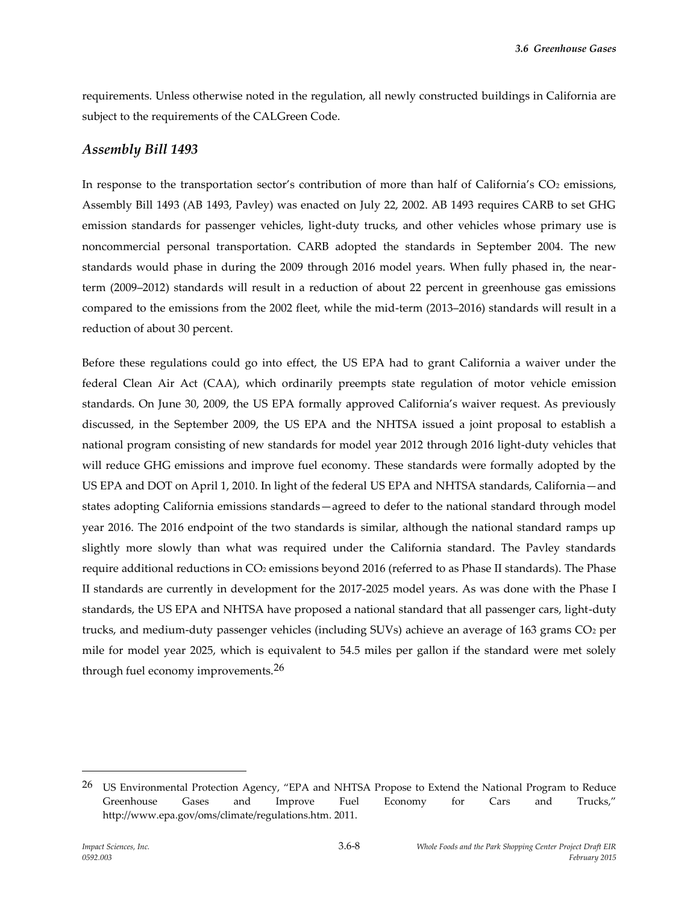requirements. Unless otherwise noted in the regulation, all newly constructed buildings in California are subject to the requirements of the CALGreen Code.

### *Assembly Bill 1493*

In response to the transportation sector's contribution of more than half of California's $CO_2$ emissions, Assembly Bill 1493 (AB 1493, Pavley) was enacted on July 22, 2002. AB 1493 requires CARB to set GHG emission standards for passenger vehicles, light-duty trucks, and other vehicles whose primary use is noncommercial personal transportation. CARB adopted the standards in September 2004. The new standards would phase in during the 2009 through 2016 model years. When fully phased in, the near-term (2009–2012) standards will result in a reduction of about 22 percent in greenhouse gas emissions compared to the emissions from the 2002 fleet, while the mid-term (2013–2016) standards will result in a reduction of about 30 percent.

Before these regulations could go into effect, the US EPA had to grant California a waiver under the federal Clean Air Act (CAA), which ordinarily preempts state regulation of motor vehicle emission standards. On June 30, 2009, the US EPA formally approved California's waiver request. As previously discussed, in the September 2009, the US EPA and the NHTSA issued a joint proposal to establish a national program consisting of new standards for model year 2012 through 2016 light-duty vehicles that will reduce GHG emissions and improve fuel economy. These standards were formally adopted by the US EPA and DOT on April 1, 2010. In light of the federal US EPA and NHTSA standards, California—and states adopting California emissions standards—agreed to defer to the national standard through model year 2016. The 2016 endpoint of the two standards is similar, although the national standard ramps up slightly more slowly than what was required under the California standard. The Pavley standards require additional reductions in $CO_2$ emissions beyond 2016 (referred to as Phase II standards). The Phase II standards are currently in development for the 2017-2025 model years. As was done with the Phase I standards, the US EPA and NHTSA have proposed a national standard that all passenger cars, light-duty trucks, and medium-duty passenger vehicles (including SUVs) achieve an average of 163 grams $CO_2$ per mile for model year 2025, which is equivalent to 54.5 miles per gallon if the standard were met solely through fuel economy improvements.[26]

---

[26] US Environmental Protection Agency, "EPA and NHTSA Propose to Extend the National Program to Reduce Greenhouse Gases and Improve Fuel Economy for Cars and Trucks," http://www.epa.gov/oms/climate/regulations.htm. 2011.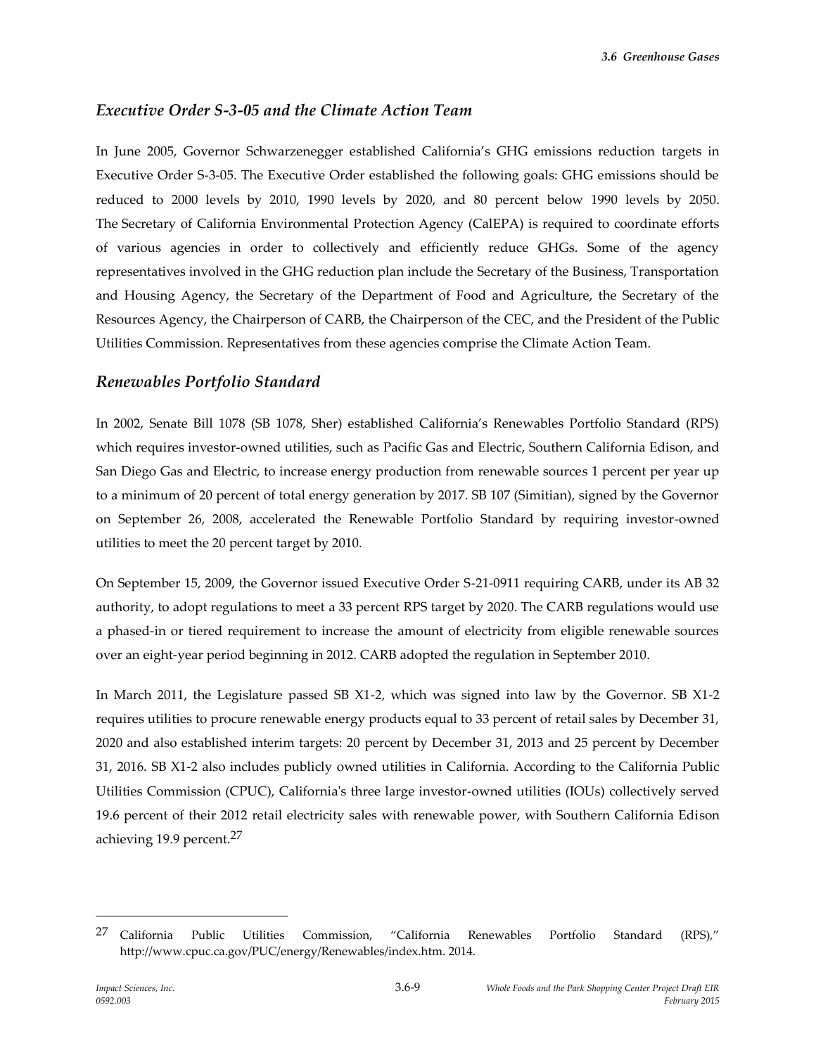### *Executive Order S-3-05 and the Climate Action Team*

In June 2005, Governor Schwarzenegger established California's GHG emissions reduction targets in Executive Order S-3-05. The Executive Order established the following goals: GHG emissions should be reduced to 2000 levels by 2010, 1990 levels by 2020, and 80 percent below 1990 levels by 2050. The Secretary of California Environmental Protection Agency (CalEPA) is required to coordinate efforts of various agencies in order to collectively and efficiently reduce GHGs. Some of the agency representatives involved in the GHG reduction plan include the Secretary of the Business, Transportation and Housing Agency, the Secretary of the Department of Food and Agriculture, the Secretary of the Resources Agency, the Chairperson of CARB, the Chairperson of the CEC, and the President of the Public Utilities Commission. Representatives from these agencies comprise the Climate Action Team.

### *Renewables Portfolio Standard*

In 2002, Senate Bill 1078 (SB 1078, Sher) established California's Renewables Portfolio Standard (RPS) which requires investor-owned utilities, such as Pacific Gas and Electric, Southern California Edison, and San Diego Gas and Electric, to increase energy production from renewable sources 1 percent per year up to a minimum of 20 percent of total energy generation by 2017. SB 107 (Simitian), signed by the Governor on September 26, 2008, accelerated the Renewable Portfolio Standard by requiring investor-owned utilities to meet the 20 percent target by 2010.

On September 15, 2009, the Governor issued Executive Order S-21-0911 requiring CARB, under its AB 32 authority, to adopt regulations to meet a 33 percent RPS target by 2020. The CARB regulations would use a phased-in or tiered requirement to increase the amount of electricity from eligible renewable sources over an eight-year period beginning in 2012. CARB adopted the regulation in September 2010.

In March 2011, the Legislature passed SB X1-2, which was signed into law by the Governor. SB X1-2 requires utilities to procure renewable energy products equal to 33 percent of retail sales by December 31, 2020 and also established interim targets: 20 percent by December 31, 2013 and 25 percent by December 31, 2016. SB X1-2 also includes publicly owned utilities in California. According to the California Public Utilities Commission (CPUC), California's three large investor-owned utilities (IOUs) collectively served 19.6 percent of their 2012 retail electricity sales with renewable power, with Southern California Edison achieving 19.9 percent.[27]

---

[27] California Public Utilities Commission, "California Renewables Portfolio Standard (RPS)," http://www.cpuc.ca.gov/PUC/energy/Renewables/index.htm. 2014.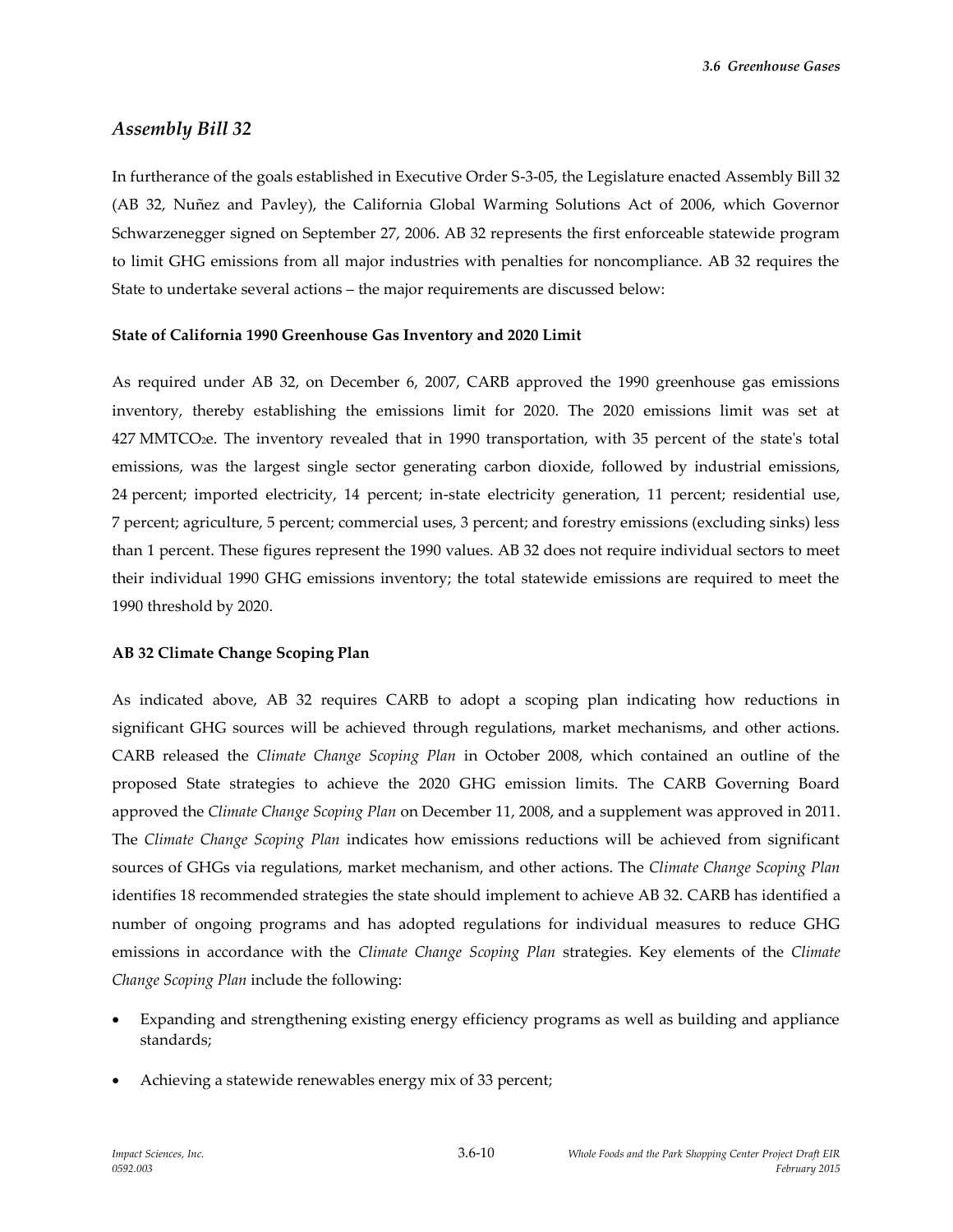## *Assembly Bill 32*

In furtherance of the goals established in Executive Order S-3-05, the Legislature enacted Assembly Bill 32 (AB 32, Nuñez and Pavley), the California Global Warming Solutions Act of 2006, which Governor Schwarzenegger signed on September 27, 2006. AB 32 represents the first enforceable statewide program to limit GHG emissions from all major industries with penalties for noncompliance. AB 32 requires the State to undertake several actions – the major requirements are discussed below:

**State of California 1990 Greenhouse Gas Inventory and 2020 Limit**

As required under AB 32, on December 6, 2007, CARB approved the 1990 greenhouse gas emissions inventory, thereby establishing the emissions limit for 2020. The 2020 emissions limit was set at 427 $MMTCO_2e$. The inventory revealed that in 1990 transportation, with 35 percent of the state's total emissions, was the largest single sector generating carbon dioxide, followed by industrial emissions, 24 percent; imported electricity, 14 percent; in-state electricity generation, 11 percent; residential use, 7 percent; agriculture, 5 percent; commercial uses, 3 percent; and forestry emissions (excluding sinks) less than 1 percent. These figures represent the 1990 values. AB 32 does not require individual sectors to meet their individual 1990 GHG emissions inventory; the total statewide emissions are required to meet the 1990 threshold by 2020.

**AB 32 Climate Change Scoping Plan**

As indicated above, AB 32 requires CARB to adopt a scoping plan indicating how reductions in significant GHG sources will be achieved through regulations, market mechanisms, and other actions. CARB released the *Climate Change Scoping Plan* in October 2008, which contained an outline of the proposed State strategies to achieve the 2020 GHG emission limits. The CARB Governing Board approved the *Climate Change Scoping Plan* on December 11, 2008, and a supplement was approved in 2011. The *Climate Change Scoping Plan* indicates how emissions reductions will be achieved from significant sources of GHGs via regulations, market mechanism, and other actions. The *Climate Change Scoping Plan* identifies 18 recommended strategies the state should implement to achieve AB 32. CARB has identified a number of ongoing programs and has adopted regulations for individual measures to reduce GHG emissions in accordance with the *Climate Change Scoping Plan* strategies. Key elements of the *Climate Change Scoping Plan* include the following:

- Expanding and strengthening existing energy efficiency programs as well as building and appliance standards;
- Achieving a statewide renewables energy mix of 33 percent;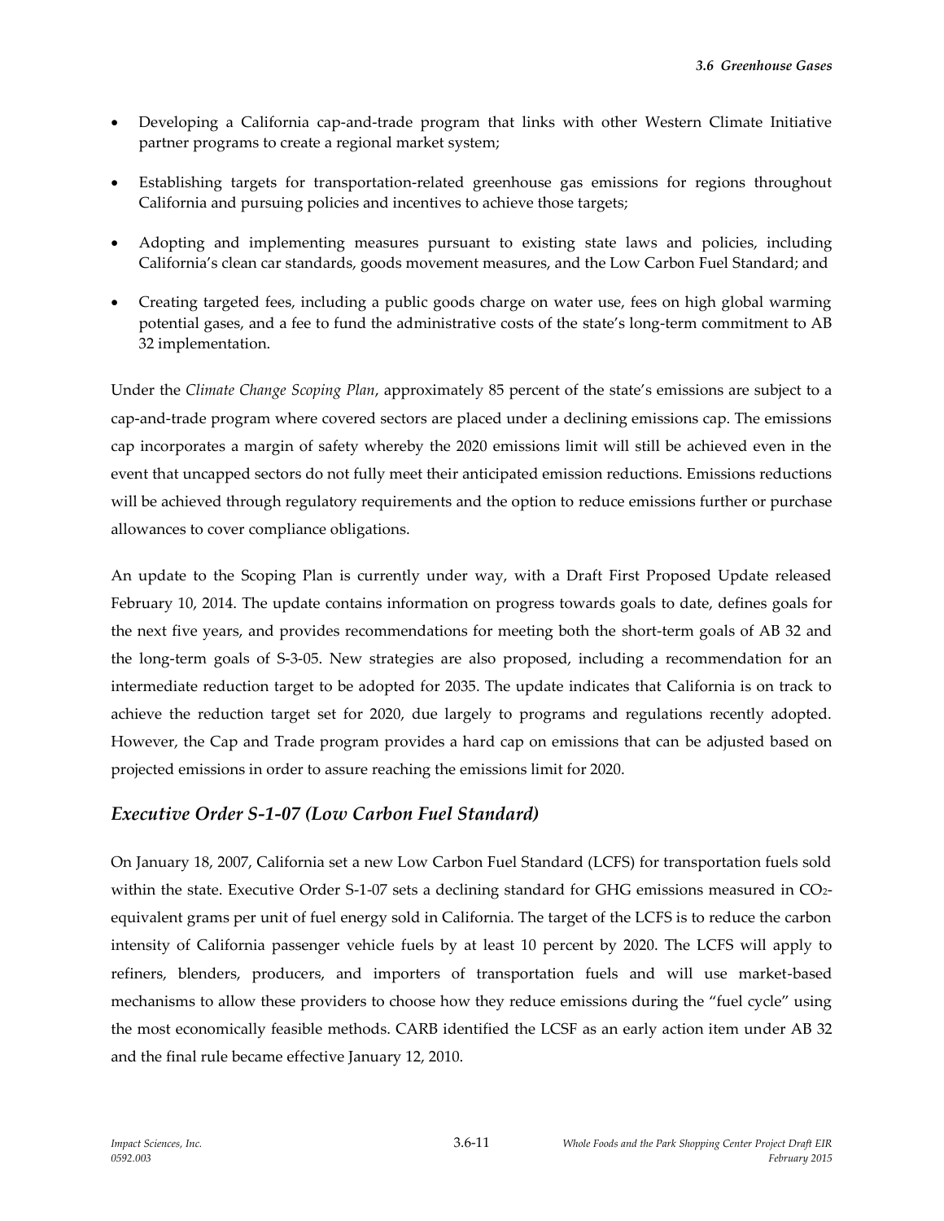- Developing a California cap-and-trade program that links with other Western Climate Initiative partner programs to create a regional market system;
- Establishing targets for transportation-related greenhouse gas emissions for regions throughout California and pursuing policies and incentives to achieve those targets;
- Adopting and implementing measures pursuant to existing state laws and policies, including California's clean car standards, goods movement measures, and the Low Carbon Fuel Standard; and
- Creating targeted fees, including a public goods charge on water use, fees on high global warming potential gases, and a fee to fund the administrative costs of the state's long-term commitment to AB 32 implementation.

Under the *Climate Change Scoping Plan*, approximately 85 percent of the state's emissions are subject to a cap-and-trade program where covered sectors are placed under a declining emissions cap. The emissions cap incorporates a margin of safety whereby the 2020 emissions limit will still be achieved even in the event that uncapped sectors do not fully meet their anticipated emission reductions. Emissions reductions will be achieved through regulatory requirements and the option to reduce emissions further or purchase allowances to cover compliance obligations.

An update to the Scoping Plan is currently under way, with a Draft First Proposed Update released February 10, 2014. The update contains information on progress towards goals to date, defines goals for the next five years, and provides recommendations for meeting both the short-term goals of AB 32 and the long-term goals of S-3-05. New strategies are also proposed, including a recommendation for an intermediate reduction target to be adopted for 2035. The update indicates that California is on track to achieve the reduction target set for 2020, due largely to programs and regulations recently adopted. However, the Cap and Trade program provides a hard cap on emissions that can be adjusted based on projected emissions in order to assure reaching the emissions limit for 2020.

## *Executive Order S-1-07 (Low Carbon Fuel Standard)*

On January 18, 2007, California set a new Low Carbon Fuel Standard (LCFS) for transportation fuels sold within the state. Executive Order S-1-07 sets a declining standard for GHG emissions measured in $CO_2$-equivalent grams per unit of fuel energy sold in California. The target of the LCFS is to reduce the carbon intensity of California passenger vehicle fuels by at least 10 percent by 2020. The LCFS will apply to refiners, blenders, producers, and importers of transportation fuels and will use market-based mechanisms to allow these providers to choose how they reduce emissions during the "fuel cycle" using the most economically feasible methods. CARB identified the LCSF as an early action item under AB 32 and the final rule became effective January 12, 2010.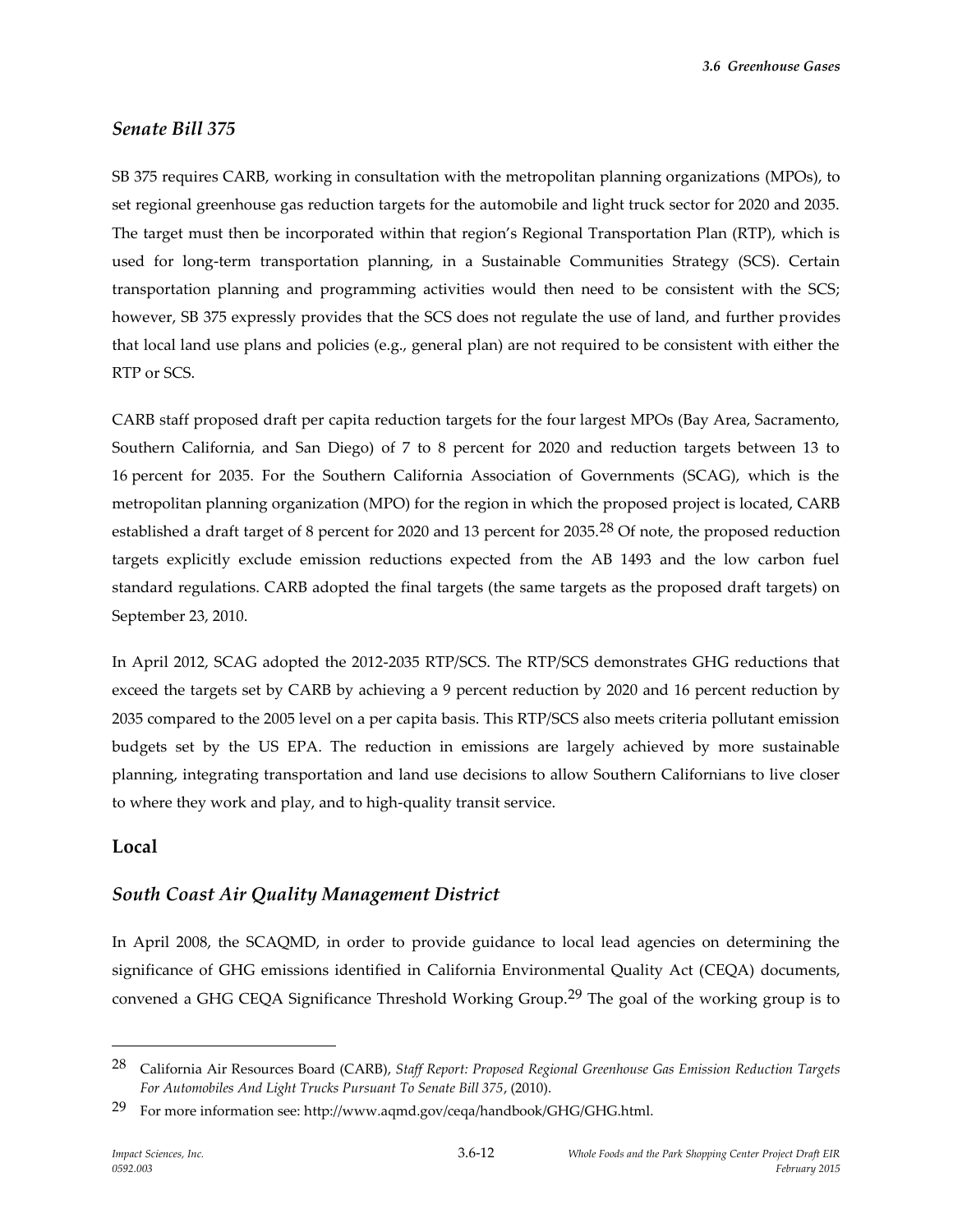### *Senate Bill 375*

SB 375 requires CARB, working in consultation with the metropolitan planning organizations (MPOs), to set regional greenhouse gas reduction targets for the automobile and light truck sector for 2020 and 2035. The target must then be incorporated within that region's Regional Transportation Plan (RTP), which is used for long-term transportation planning, in a Sustainable Communities Strategy (SCS). Certain transportation planning and programming activities would then need to be consistent with the SCS; however, SB 375 expressly provides that the SCS does not regulate the use of land, and further provides that local land use plans and policies (e.g., general plan) are not required to be consistent with either the RTP or SCS.

CARB staff proposed draft per capita reduction targets for the four largest MPOs (Bay Area, Sacramento, Southern California, and San Diego) of 7 to 8 percent for 2020 and reduction targets between 13 to 16 percent for 2035. For the Southern California Association of Governments (SCAG), which is the metropolitan planning organization (MPO) for the region in which the proposed project is located, CARB established a draft target of 8 percent for 2020 and 13 percent for 2035.[28] Of note, the proposed reduction targets explicitly exclude emission reductions expected from the AB 1493 and the low carbon fuel standard regulations. CARB adopted the final targets (the same targets as the proposed draft targets) on September 23, 2010.

In April 2012, SCAG adopted the 2012-2035 RTP/SCS. The RTP/SCS demonstrates GHG reductions that exceed the targets set by CARB by achieving a 9 percent reduction by 2020 and 16 percent reduction by 2035 compared to the 2005 level on a per capita basis. This RTP/SCS also meets criteria pollutant emission budgets set by the US EPA. The reduction in emissions are largely achieved by more sustainable planning, integrating transportation and land use decisions to allow Southern Californians to live closer to where they work and play, and to high-quality transit service.

## Local

### *South Coast Air Quality Management District*

In April 2008, the SCAQMD, in order to provide guidance to local lead agencies on determining the significance of GHG emissions identified in California Environmental Quality Act (CEQA) documents, convened a GHG CEQA Significance Threshold Working Group.[29] The goal of the working group is to

---

[28] California Air Resources Board (CARB), *Staff Report: Proposed Regional Greenhouse Gas Emission Reduction Targets For Automobiles And Light Trucks Pursuant To Senate Bill 375*, (2010).

[29] For more information see: http://www.aqmd.gov/ceqa/handbook/GHG/GHG.html.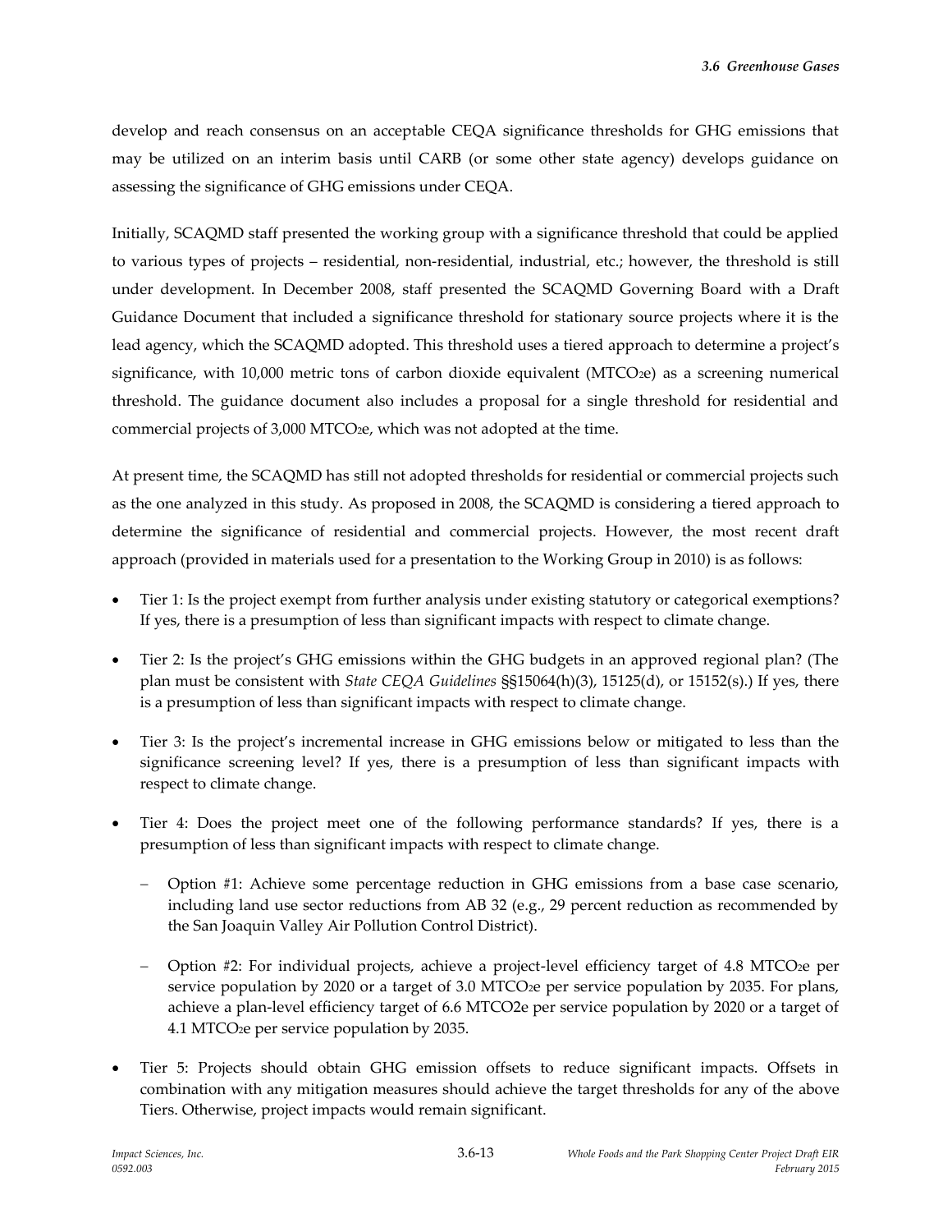develop and reach consensus on an acceptable CEQA significance thresholds for GHG emissions that may be utilized on an interim basis until CARB (or some other state agency) develops guidance on assessing the significance of GHG emissions under CEQA.

Initially, SCAQMD staff presented the working group with a significance threshold that could be applied to various types of projects – residential, non-residential, industrial, etc.; however, the threshold is still under development. In December 2008, staff presented the SCAQMD Governing Board with a Draft Guidance Document that included a significance threshold for stationary source projects where it is the lead agency, which the SCAQMD adopted. This threshold uses a tiered approach to determine a project's significance, with 10,000 metric tons of carbon dioxide equivalent ($MTCO_2e$) as a screening numerical threshold. The guidance document also includes a proposal for a single threshold for residential and commercial projects of 3,000 $MTCO_2e$, which was not adopted at the time.

At present time, the SCAQMD has still not adopted thresholds for residential or commercial projects such as the one analyzed in this study. As proposed in 2008, the SCAQMD is considering a tiered approach to determine the significance of residential and commercial projects. However, the most recent draft approach (provided in materials used for a presentation to the Working Group in 2010) is as follows:

- Tier 1: Is the project exempt from further analysis under existing statutory or categorical exemptions? If yes, there is a presumption of less than significant impacts with respect to climate change.
- Tier 2: Is the project's GHG emissions within the GHG budgets in an approved regional plan? (The plan must be consistent with *State CEQA Guidelines* §§15064(h)(3), 15125(d), or 15152(s).) If yes, there is a presumption of less than significant impacts with respect to climate change.
- Tier 3: Is the project's incremental increase in GHG emissions below or mitigated to less than the significance screening level? If yes, there is a presumption of less than significant impacts with respect to climate change.
- Tier 4: Does the project meet one of the following performance standards? If yes, there is a presumption of less than significant impacts with respect to climate change.
  - Option #1: Achieve some percentage reduction in GHG emissions from a base case scenario, including land use sector reductions from AB 32 (e.g., 29 percent reduction as recommended by the San Joaquin Valley Air Pollution Control District).
  - Option #2: For individual projects, achieve a project-level efficiency target of 4.8 $MTCO_2e$ per service population by 2020 or a target of 3.0 $MTCO_2e$ per service population by 2035. For plans, achieve a plan-level efficiency target of 6.6 $MTCO_2e$ per service population by 2020 or a target of 4.1 $MTCO_2e$ per service population by 2035.
- Tier 5: Projects should obtain GHG emission offsets to reduce significant impacts. Offsets in combination with any mitigation measures should achieve the target thresholds for any of the above Tiers. Otherwise, project impacts would remain significant.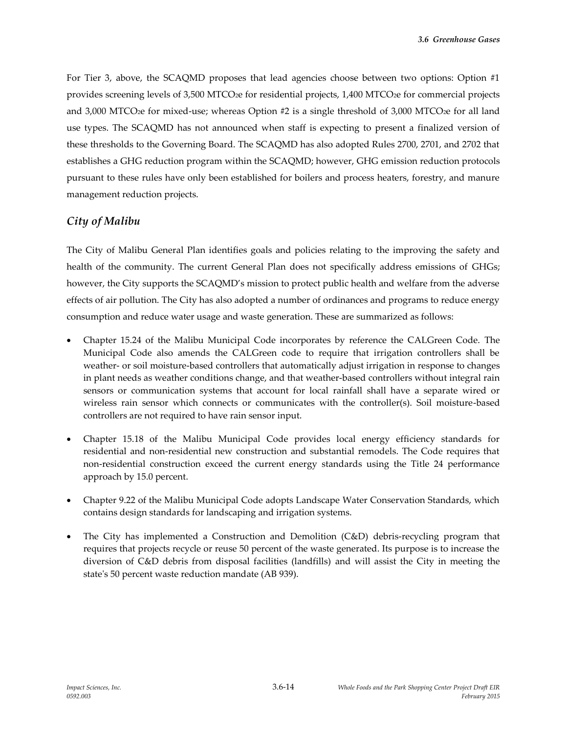For Tier 3, above, the SCAQMD proposes that lead agencies choose between two options: Option #1 provides screening levels of 3,500 $MTCO_2e$ for residential projects, 1,400 $MTCO_2e$ for commercial projects and 3,000 $MTCO_2e$ for mixed-use; whereas Option #2 is a single threshold of 3,000 $MTCO_2e$ for all land use types. The SCAQMD has not announced when staff is expecting to present a finalized version of these thresholds to the Governing Board. The SCAQMD has also adopted Rules 2700, 2701, and 2702 that establishes a GHG reduction program within the SCAQMD; however, GHG emission reduction protocols pursuant to these rules have only been established for boilers and process heaters, forestry, and manure management reduction projects.

### *City of Malibu*

The City of Malibu General Plan identifies goals and policies relating to the improving the safety and health of the community. The current General Plan does not specifically address emissions of GHGs; however, the City supports the SCAQMD's mission to protect public health and welfare from the adverse effects of air pollution. The City has also adopted a number of ordinances and programs to reduce energy consumption and reduce water usage and waste generation. These are summarized as follows:

- Chapter 15.24 of the Malibu Municipal Code incorporates by reference the CALGreen Code. The Municipal Code also amends the CALGreen code to require that irrigation controllers shall be weather- or soil moisture-based controllers that automatically adjust irrigation in response to changes in plant needs as weather conditions change, and that weather-based controllers without integral rain sensors or communication systems that account for local rainfall shall have a separate wired or wireless rain sensor which connects or communicates with the controller(s). Soil moisture-based controllers are not required to have rain sensor input.

- Chapter 15.18 of the Malibu Municipal Code provides local energy efficiency standards for residential and non-residential new construction and substantial remodels. The Code requires that non-residential construction exceed the current energy standards using the Title 24 performance approach by 15.0 percent.

- Chapter 9.22 of the Malibu Municipal Code adopts Landscape Water Conservation Standards, which contains design standards for landscaping and irrigation systems.

- The City has implemented a Construction and Demolition (C&D) debris-recycling program that requires that projects recycle or reuse 50 percent of the waste generated. Its purpose is to increase the diversion of C&D debris from disposal facilities (landfills) and will assist the City in meeting the state's 50 percent waste reduction mandate (AB 939).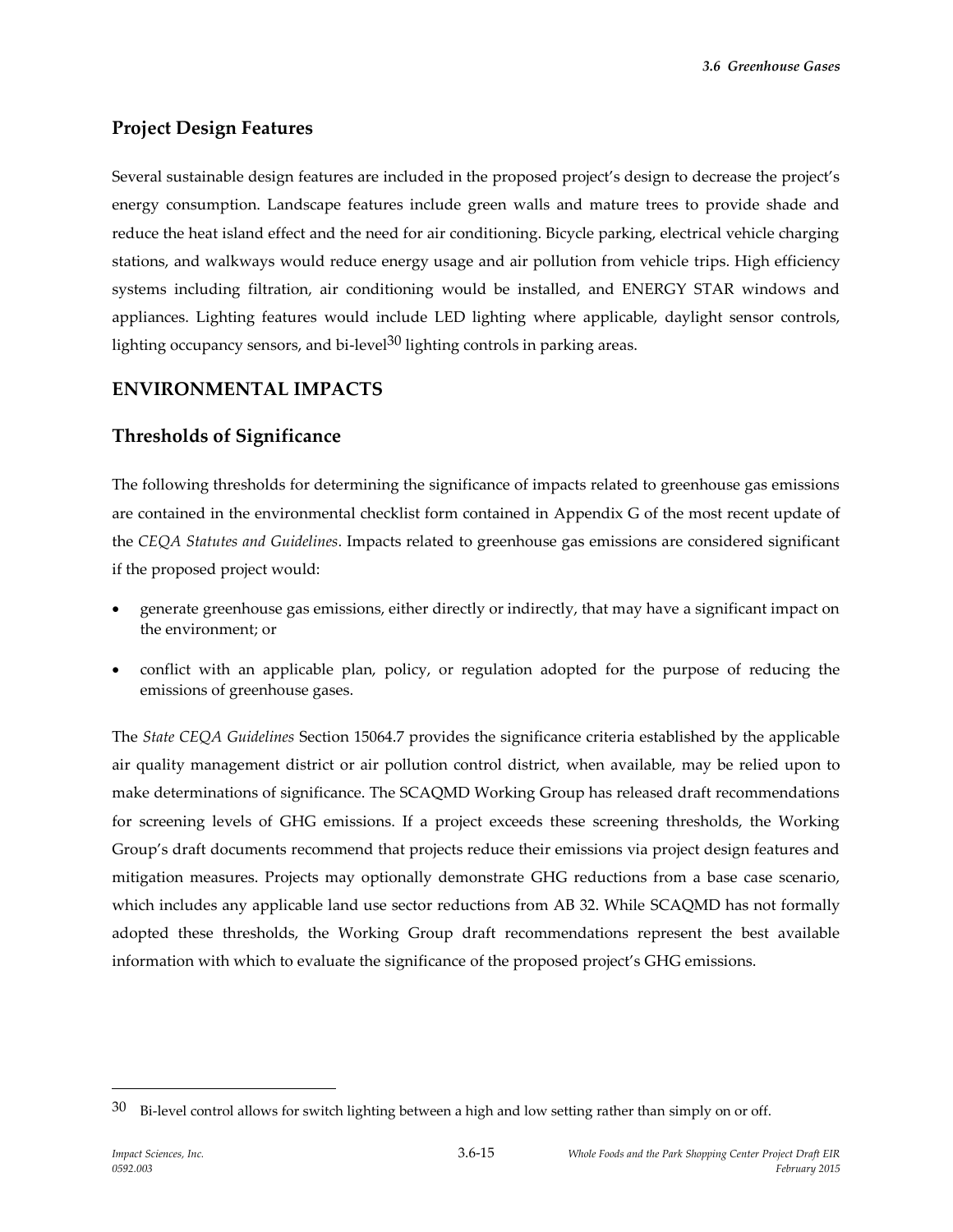## Project Design Features

Several sustainable design features are included in the proposed project's design to decrease the project's energy consumption. Landscape features include green walls and mature trees to provide shade and reduce the heat island effect and the need for air conditioning. Bicycle parking, electrical vehicle charging stations, and walkways would reduce energy usage and air pollution from vehicle trips. High efficiency systems including filtration, air conditioning would be installed, and ENERGY STAR windows and appliances. Lighting features would include LED lighting where applicable, daylight sensor controls, lighting occupancy sensors, and bi-level[30] lighting controls in parking areas.

# ENVIRONMENTAL IMPACTS

## Thresholds of Significance

The following thresholds for determining the significance of impacts related to greenhouse gas emissions are contained in the environmental checklist form contained in Appendix G of the most recent update of the *CEQA Statutes and Guidelines*. Impacts related to greenhouse gas emissions are considered significant if the proposed project would:

- generate greenhouse gas emissions, either directly or indirectly, that may have a significant impact on the environment; or
- conflict with an applicable plan, policy, or regulation adopted for the purpose of reducing the emissions of greenhouse gases.

The *State CEQA Guidelines* Section 15064.7 provides the significance criteria established by the applicable air quality management district or air pollution control district, when available, may be relied upon to make determinations of significance. The SCAQMD Working Group has released draft recommendations for screening levels of GHG emissions. If a project exceeds these screening thresholds, the Working Group's draft documents recommend that projects reduce their emissions via project design features and mitigation measures. Projects may optionally demonstrate GHG reductions from a base case scenario, which includes any applicable land use sector reductions from AB 32. While SCAQMD has not formally adopted these thresholds, the Working Group draft recommendations represent the best available information with which to evaluate the significance of the proposed project's GHG emissions.

---

[30] Bi-level control allows for switch lighting between a high and low setting rather than simply on or off.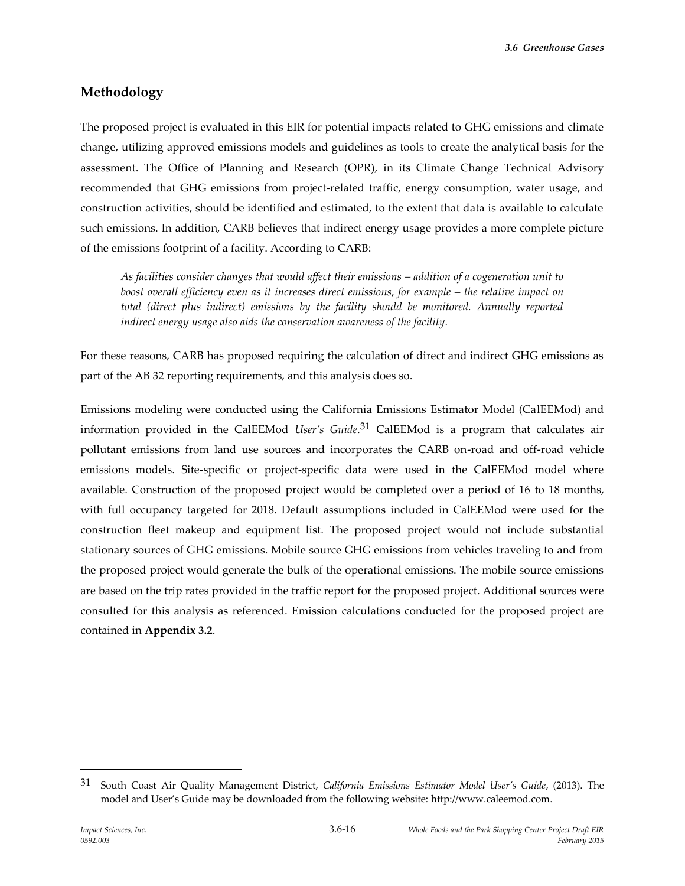## Methodology

The proposed project is evaluated in this EIR for potential impacts related to GHG emissions and climate change, utilizing approved emissions models and guidelines as tools to create the analytical basis for the assessment. The Office of Planning and Research (OPR), in its Climate Change Technical Advisory recommended that GHG emissions from project-related traffic, energy consumption, water usage, and construction activities, should be identified and estimated, to the extent that data is available to calculate such emissions. In addition, CARB believes that indirect energy usage provides a more complete picture of the emissions footprint of a facility. According to CARB:

> *As facilities consider changes that would affect their emissions – addition of a cogeneration unit to boost overall efficiency even as it increases direct emissions, for example – the relative impact on total (direct plus indirect) emissions by the facility should be monitored. Annually reported indirect energy usage also aids the conservation awareness of the facility.*

For these reasons, CARB has proposed requiring the calculation of direct and indirect GHG emissions as part of the AB 32 reporting requirements, and this analysis does so.

Emissions modeling were conducted using the California Emissions Estimator Model (CalEEMod) and information provided in the CalEEMod *User's Guide*.[31] CalEEMod is a program that calculates air pollutant emissions from land use sources and incorporates the CARB on-road and off-road vehicle emissions models. Site-specific or project-specific data were used in the CalEEMod model where available. Construction of the proposed project would be completed over a period of 16 to 18 months, with full occupancy targeted for 2018. Default assumptions included in CalEEMod were used for the construction fleet makeup and equipment list. The proposed project would not include substantial stationary sources of GHG emissions. Mobile source GHG emissions from vehicles traveling to and from the proposed project would generate the bulk of the operational emissions. The mobile source emissions are based on the trip rates provided in the traffic report for the proposed project. Additional sources were consulted for this analysis as referenced. Emission calculations conducted for the proposed project are contained in **Appendix 3.2**.

---

[31] South Coast Air Quality Management District, *California Emissions Estimator Model User's Guide*, (2013). The model and User's Guide may be downloaded from the following website: http://www.caleemod.com.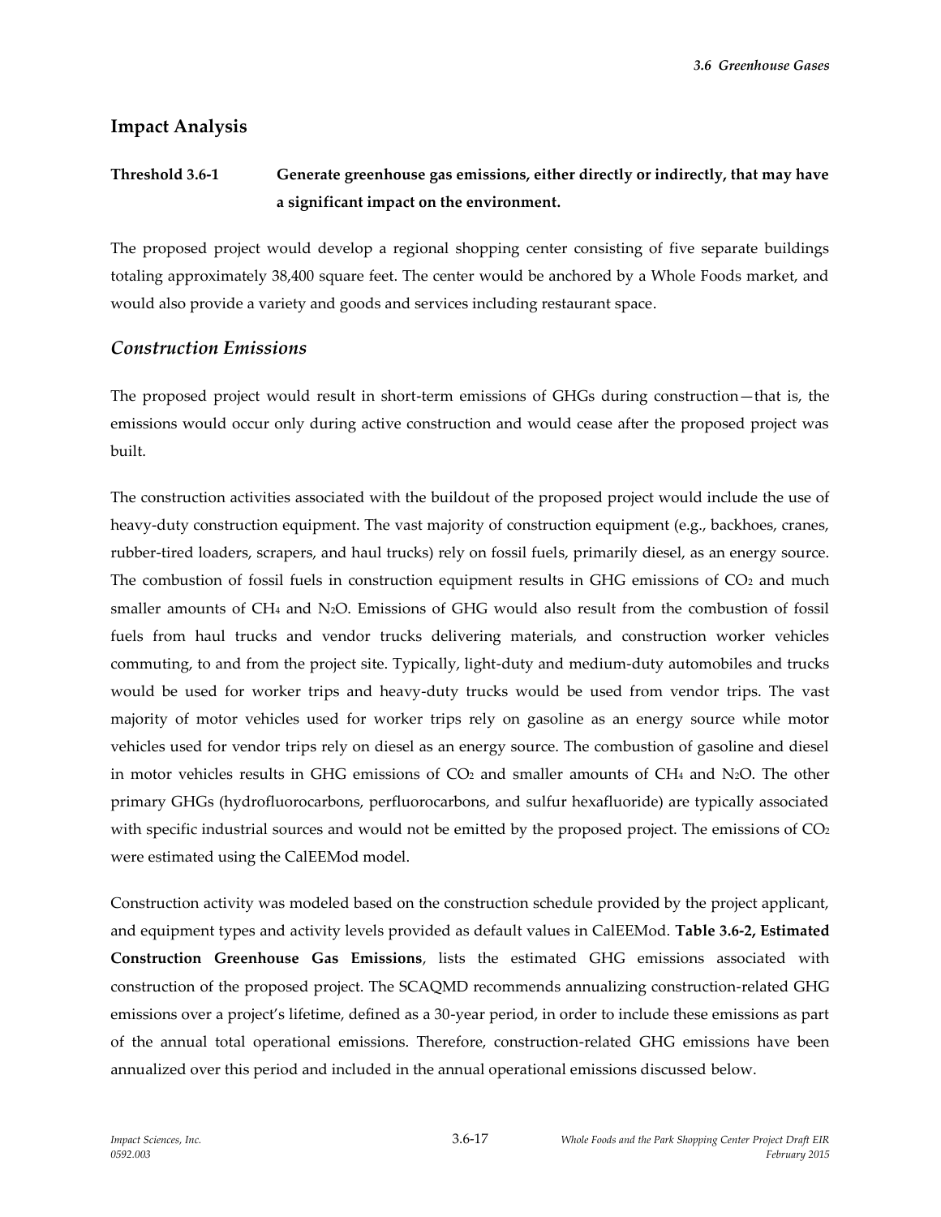## Impact Analysis

**Threshold 3.6-1 Generate greenhouse gas emissions, either directly or indirectly, that may have a significant impact on the environment.**

The proposed project would develop a regional shopping center consisting of five separate buildings totaling approximately 38,400 square feet. The center would be anchored by a Whole Foods market, and would also provide a variety and goods and services including restaurant space.

### *Construction Emissions*

The proposed project would result in short-term emissions of GHGs during construction—that is, the emissions would occur only during active construction and would cease after the proposed project was built.

The construction activities associated with the buildout of the proposed project would include the use of heavy-duty construction equipment. The vast majority of construction equipment (e.g., backhoes, cranes, rubber-tired loaders, scrapers, and haul trucks) rely on fossil fuels, primarily diesel, as an energy source. The combustion of fossil fuels in construction equipment results in GHG emissions of $CO_2$ and much smaller amounts of $CH_4$ and $N_2O$. Emissions of GHG would also result from the combustion of fossil fuels from haul trucks and vendor trucks delivering materials, and construction worker vehicles commuting, to and from the project site. Typically, light-duty and medium-duty automobiles and trucks would be used for worker trips and heavy-duty trucks would be used from vendor trips. The vast majority of motor vehicles used for worker trips rely on gasoline as an energy source while motor vehicles used for vendor trips rely on diesel as an energy source. The combustion of gasoline and diesel in motor vehicles results in GHG emissions of $CO_2$ and smaller amounts of $CH_4$ and $N_2O$. The other primary GHGs (hydrofluorocarbons, perfluorocarbons, and sulfur hexafluoride) are typically associated with specific industrial sources and would not be emitted by the proposed project. The emissions of $CO_2$ were estimated using the CalEEMod model.

Construction activity was modeled based on the construction schedule provided by the project applicant, and equipment types and activity levels provided as default values in CalEEMod. **Table 3.6-2, Estimated Construction Greenhouse Gas Emissions**, lists the estimated GHG emissions associated with construction of the proposed project. The SCAQMD recommends annualizing construction-related GHG emissions over a project's lifetime, defined as a 30-year period, in order to include these emissions as part of the annual total operational emissions. Therefore, construction-related GHG emissions have been annualized over this period and included in the annual operational emissions discussed below.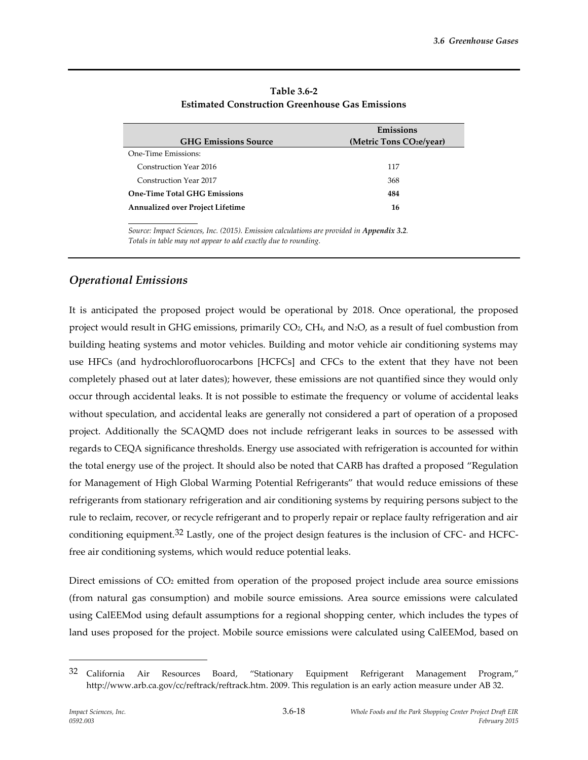**Table 3.6-2**
**Estimated Construction Greenhouse Gas Emissions**

| GHG Emissions Source | Emissions (Metric Tons $CO_2e$/year) |
|---|---|
| One-Time Emissions: | |
| Construction Year 2016 | 117 |
| Construction Year 2017 | 368 |
| **One-Time Total GHG Emissions** | **484** |
| **Annualized over Project Lifetime** | **16** |

*Source: Impact Sciences, Inc. (2015). Emission calculations are provided in* ***Appendix 3.2****.*
*Totals in table may not appear to add exactly due to rounding.*

## *Operational Emissions*

It is anticipated the proposed project would be operational by 2018. Once operational, the proposed project would result in GHG emissions, primarily $CO_2$, $CH_4$, and $N_2O$, as a result of fuel combustion from building heating systems and motor vehicles. Building and motor vehicle air conditioning systems may use HFCs (and hydrochlorofluorocarbons [HCFCs] and CFCs to the extent that they have not been completely phased out at later dates); however, these emissions are not quantified since they would only occur through accidental leaks. It is not possible to estimate the frequency or volume of accidental leaks without speculation, and accidental leaks are generally not considered a part of operation of a proposed project. Additionally the SCAQMD does not include refrigerant leaks in sources to be assessed with regards to CEQA significance thresholds. Energy use associated with refrigeration is accounted for within the total energy use of the project. It should also be noted that CARB has drafted a proposed "Regulation for Management of High Global Warming Potential Refrigerants" that would reduce emissions of these refrigerants from stationary refrigeration and air conditioning systems by requiring persons subject to the rule to reclaim, recover, or recycle refrigerant and to properly repair or replace faulty refrigeration and air conditioning equipment.[32] Lastly, one of the project design features is the inclusion of CFC- and HCFC-free air conditioning systems, which would reduce potential leaks.

Direct emissions of $CO_2$ emitted from operation of the proposed project include area source emissions (from natural gas consumption) and mobile source emissions. Area source emissions were calculated using CalEEMod using default assumptions for a regional shopping center, which includes the types of land uses proposed for the project. Mobile source emissions were calculated using CalEEMod, based on

---

[32] California Air Resources Board, "Stationary Equipment Refrigerant Management Program," http://www.arb.ca.gov/cc/reftrack/reftrack.htm. 2009. This regulation is an early action measure under AB 32.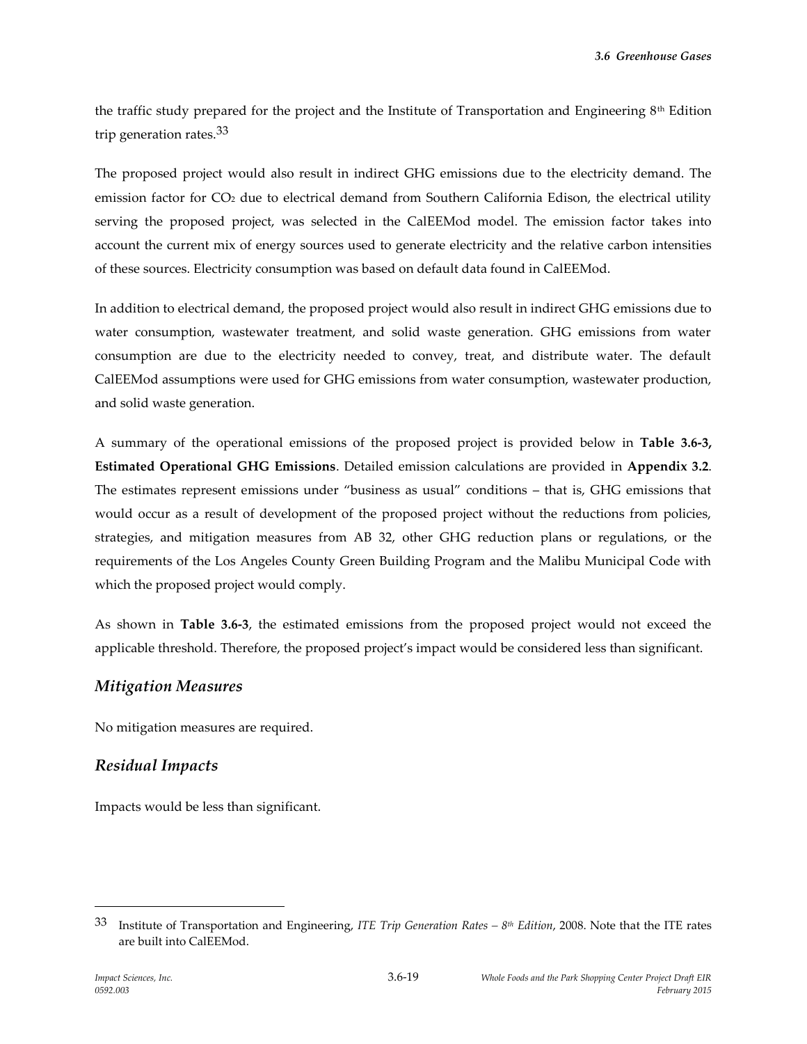the traffic study prepared for the project and the Institute of Transportation and Engineering 8th Edition trip generation rates.[33]

The proposed project would also result in indirect GHG emissions due to the electricity demand. The emission factor for $CO_2$ due to electrical demand from Southern California Edison, the electrical utility serving the proposed project, was selected in the CalEEMod model. The emission factor takes into account the current mix of energy sources used to generate electricity and the relative carbon intensities of these sources. Electricity consumption was based on default data found in CalEEMod.

In addition to electrical demand, the proposed project would also result in indirect GHG emissions due to water consumption, wastewater treatment, and solid waste generation. GHG emissions from water consumption are due to the electricity needed to convey, treat, and distribute water. The default CalEEMod assumptions were used for GHG emissions from water consumption, wastewater production, and solid waste generation.

A summary of the operational emissions of the proposed project is provided below in **Table 3.6-3, Estimated Operational GHG Emissions**. Detailed emission calculations are provided in **Appendix 3.2**. The estimates represent emissions under "business as usual" conditions – that is, GHG emissions that would occur as a result of development of the proposed project without the reductions from policies, strategies, and mitigation measures from AB 32, other GHG reduction plans or regulations, or the requirements of the Los Angeles County Green Building Program and the Malibu Municipal Code with which the proposed project would comply.

As shown in **Table 3.6-3**, the estimated emissions from the proposed project would not exceed the applicable threshold. Therefore, the proposed project's impact would be considered less than significant.

## *Mitigation Measures*

No mitigation measures are required.

## *Residual Impacts*

Impacts would be less than significant.

---

[33] Institute of Transportation and Engineering, *ITE Trip Generation Rates – 8th Edition*, 2008. Note that the ITE rates are built into CalEEMod.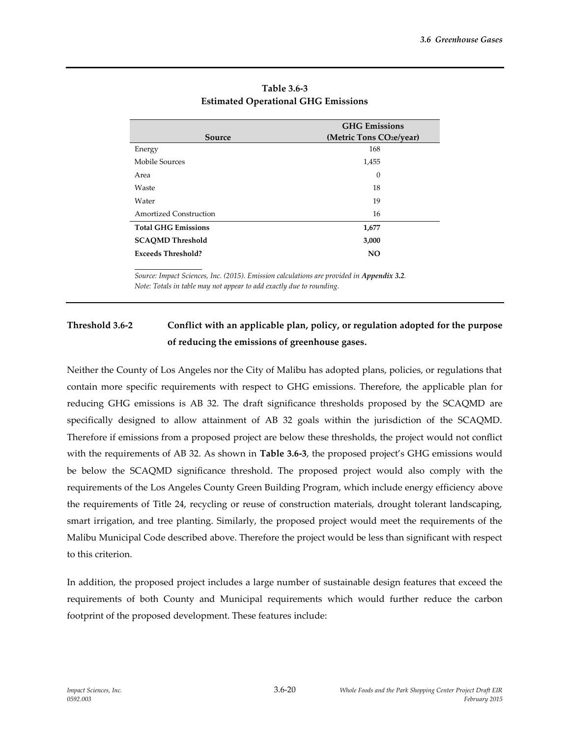**Table 3.6-3**
**Estimated Operational GHG Emissions**

| Source | GHG Emissions (Metric Tons $CO_2e$/year) |
|---|---|
| Energy | 168 |
| Mobile Sources | 1,455 |
| Area | 0 |
| Waste | 18 |
| Water | 19 |
| Amortized Construction | 16 |
| **Total GHG Emissions** | **1,677** |
| **SCAQMD Threshold** | **3,000** |
| **Exceeds Threshold?** | **NO** |

*Source: Impact Sciences, Inc. (2015). Emission calculations are provided in* ***Appendix 3.2****.*
*Note: Totals in table may not appear to add exactly due to rounding.*

**Threshold 3.6-2 Conflict with an applicable plan, policy, or regulation adopted for the purpose of reducing the emissions of greenhouse gases.**

Neither the County of Los Angeles nor the City of Malibu has adopted plans, policies, or regulations that contain more specific requirements with respect to GHG emissions. Therefore, the applicable plan for reducing GHG emissions is AB 32. The draft significance thresholds proposed by the SCAQMD are specifically designed to allow attainment of AB 32 goals within the jurisdiction of the SCAQMD. Therefore if emissions from a proposed project are below these thresholds, the project would not conflict with the requirements of AB 32. As shown in **Table 3.6-3**, the proposed project's GHG emissions would be below the SCAQMD significance threshold. The proposed project would also comply with the requirements of the Los Angeles County Green Building Program, which include energy efficiency above the requirements of Title 24, recycling or reuse of construction materials, drought tolerant landscaping, smart irrigation, and tree planting. Similarly, the proposed project would meet the requirements of the Malibu Municipal Code described above. Therefore the project would be less than significant with respect to this criterion.

In addition, the proposed project includes a large number of sustainable design features that exceed the requirements of both County and Municipal requirements which would further reduce the carbon footprint of the proposed development. These features include: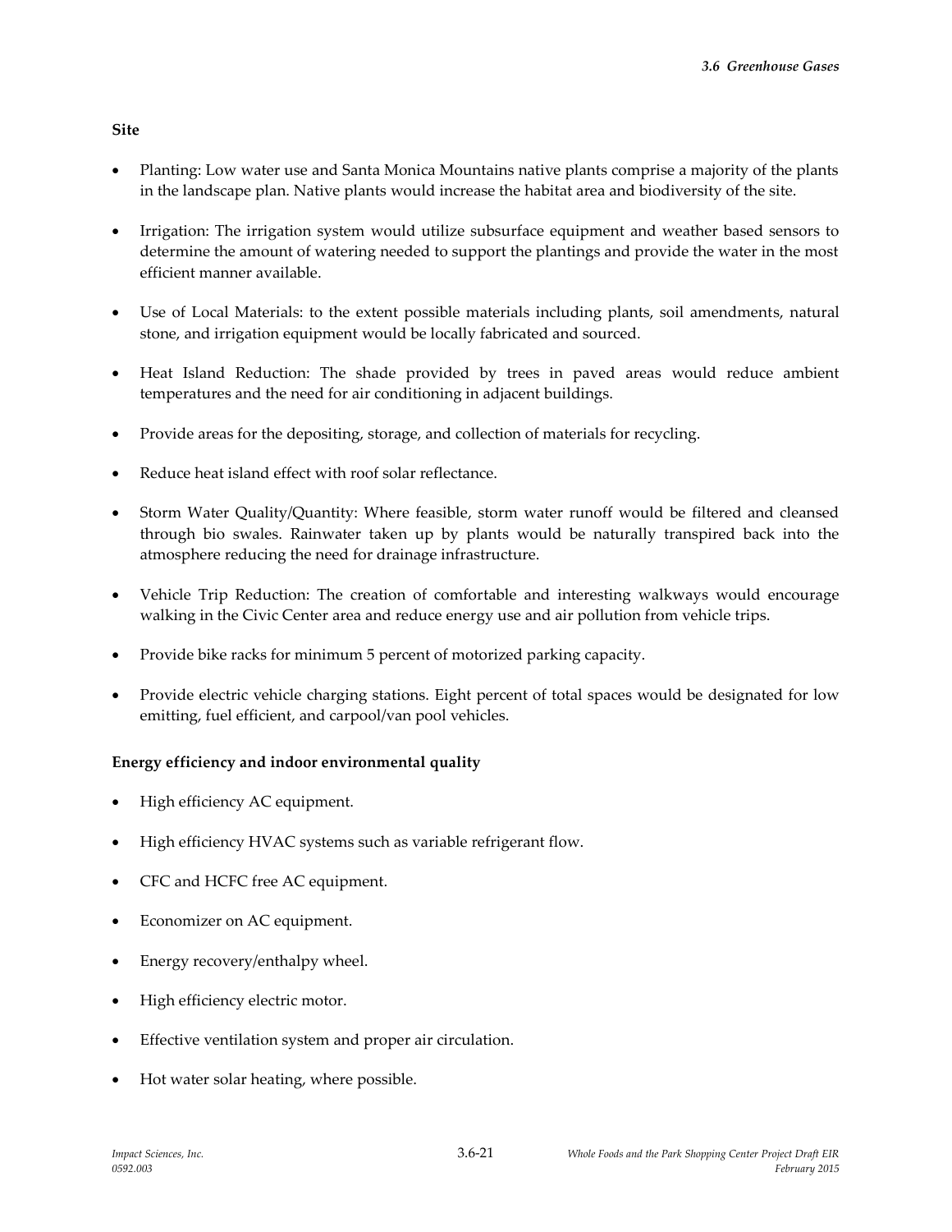**Site**

- Planting: Low water use and Santa Monica Mountains native plants comprise a majority of the plants in the landscape plan. Native plants would increase the habitat area and biodiversity of the site.

- Irrigation: The irrigation system would utilize subsurface equipment and weather based sensors to determine the amount of watering needed to support the plantings and provide the water in the most efficient manner available.

- Use of Local Materials: to the extent possible materials including plants, soil amendments, natural stone, and irrigation equipment would be locally fabricated and sourced.

- Heat Island Reduction: The shade provided by trees in paved areas would reduce ambient temperatures and the need for air conditioning in adjacent buildings.

- Provide areas for the depositing, storage, and collection of materials for recycling.

- Reduce heat island effect with roof solar reflectance.

- Storm Water Quality/Quantity: Where feasible, storm water runoff would be filtered and cleansed through bio swales. Rainwater taken up by plants would be naturally transpired back into the atmosphere reducing the need for drainage infrastructure.

- Vehicle Trip Reduction: The creation of comfortable and interesting walkways would encourage walking in the Civic Center area and reduce energy use and air pollution from vehicle trips.

- Provide bike racks for minimum 5 percent of motorized parking capacity.

- Provide electric vehicle charging stations. Eight percent of total spaces would be designated for low emitting, fuel efficient, and carpool/van pool vehicles.

**Energy efficiency and indoor environmental quality**

- High efficiency AC equipment.

- High efficiency HVAC systems such as variable refrigerant flow.

- CFC and HCFC free AC equipment.

- Economizer on AC equipment.

- Energy recovery/enthalpy wheel.

- High efficiency electric motor.

- Effective ventilation system and proper air circulation.

- Hot water solar heating, where possible.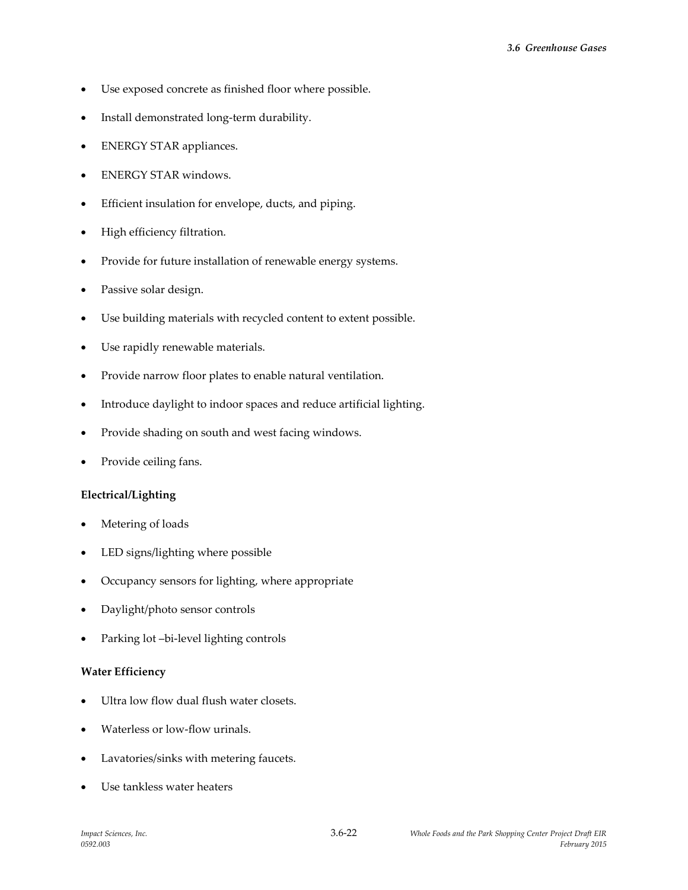- Use exposed concrete as finished floor where possible.
- Install demonstrated long-term durability.
- ENERGY STAR appliances.
- ENERGY STAR windows.
- Efficient insulation for envelope, ducts, and piping.
- High efficiency filtration.
- Provide for future installation of renewable energy systems.
- Passive solar design.
- Use building materials with recycled content to extent possible.
- Use rapidly renewable materials.
- Provide narrow floor plates to enable natural ventilation.
- Introduce daylight to indoor spaces and reduce artificial lighting.
- Provide shading on south and west facing windows.
- Provide ceiling fans.

**Electrical/Lighting**

- Metering of loads
- LED signs/lighting where possible
- Occupancy sensors for lighting, where appropriate
- Daylight/photo sensor controls
- Parking lot –bi-level lighting controls

**Water Efficiency**

- Ultra low flow dual flush water closets.
- Waterless or low-flow urinals.
- Lavatories/sinks with metering faucets.
- Use tankless water heaters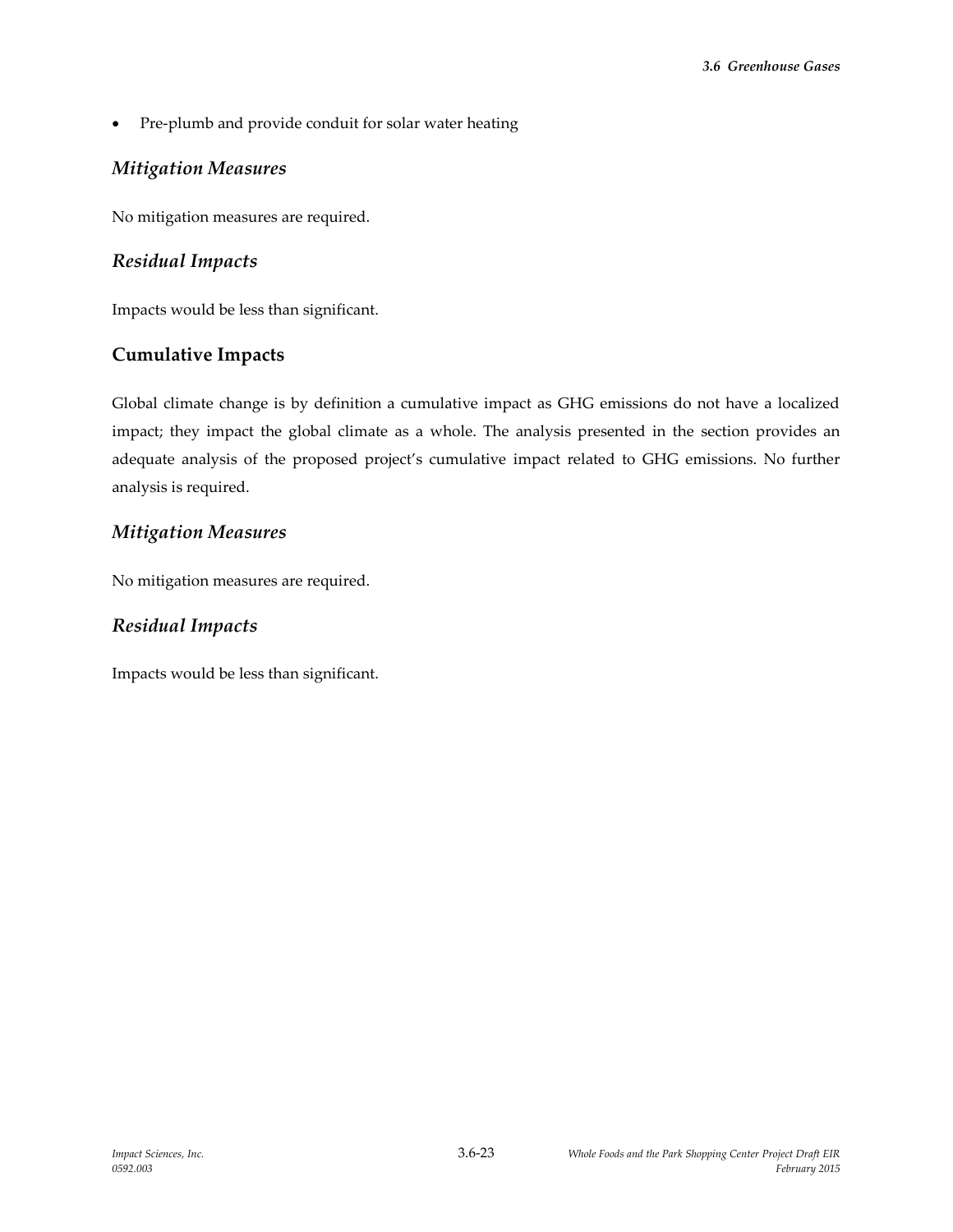- Pre-plumb and provide conduit for solar water heating

### *Mitigation Measures*

No mitigation measures are required.

### *Residual Impacts*

Impacts would be less than significant.

## Cumulative Impacts

Global climate change is by definition a cumulative impact as GHG emissions do not have a localized impact; they impact the global climate as a whole. The analysis presented in the section provides an adequate analysis of the proposed project's cumulative impact related to GHG emissions. No further analysis is required.

### *Mitigation Measures*

No mitigation measures are required.

### *Residual Impacts*

Impacts would be less than significant.